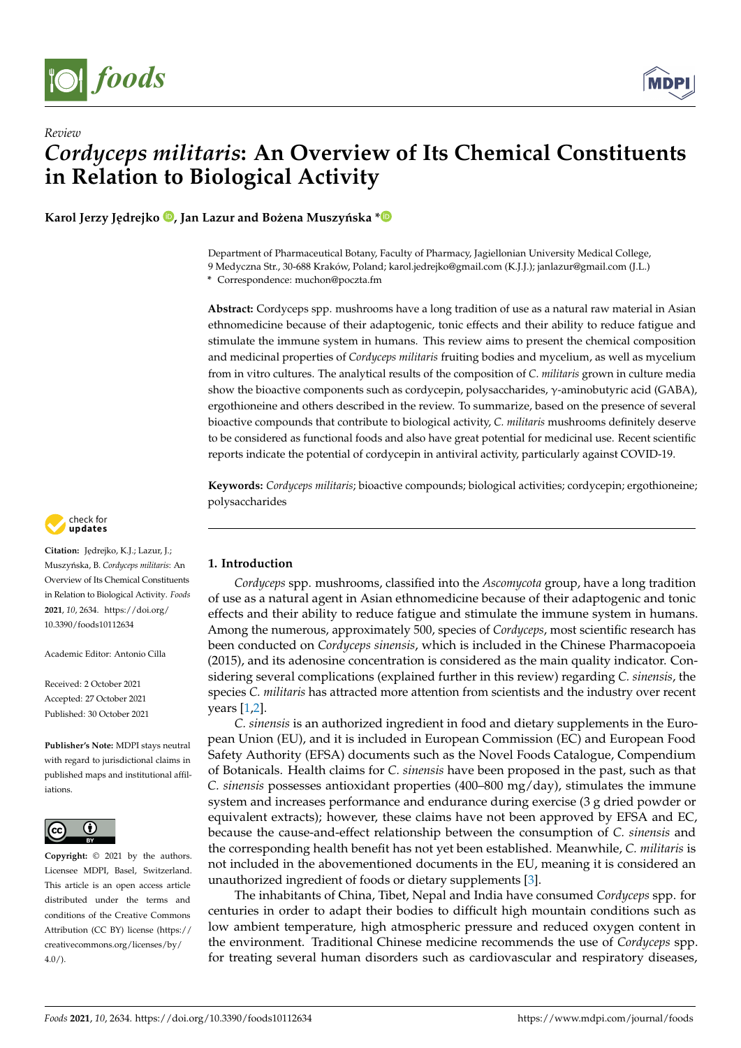Review

# *Cordyceps militaris*: An Overview of Its Chemical Constituents in Relation to Biological Activity

**Karol Jerzy Jędrejko, Jan Lazur and Bożena Muszyńska ***

Department of Pharmaceutical Botany, Faculty of Pharmacy, Jagiellonian University Medical College, 9 Medyczna Str., 30-688 Kraków, Poland; karol.jedrejko@gmail.com (K.J.J.); janlazur@gmail.com (J.L.)
* Correspondence: muchon@poczta.fm

**Abstract:** Cordyceps spp. mushrooms have a long tradition of use as a natural raw material in Asian ethnomedicine because of their adaptogenic, tonic effects and their ability to reduce fatigue and stimulate the immune system in humans. This review aims to present the chemical composition and medicinal properties of *Cordyceps militaris* fruiting bodies and mycelium, as well as mycelium from in vitro cultures. The analytical results of the composition of *C. militaris* grown in culture media show the bioactive components such as cordycepin, polysaccharides, γ-aminobutyric acid (GABA), ergothioneine and others described in the review. To summarize, based on the presence of several bioactive compounds that contribute to biological activity, *C. militaris* mushrooms definitely deserve to be considered as functional foods and also have great potential for medicinal use. Recent scientific reports indicate the potential of cordycepin in antiviral activity, particularly against COVID-19.

**Keywords:** *Cordyceps militaris*; bioactive compounds; biological activities; cordycepin; ergothioneine; polysaccharides

**Citation:** Jędrejko, K.J.; Lazur, J.; Muszyńska, B. *Cordyceps militaris*: An Overview of Its Chemical Constituents in Relation to Biological Activity. *Foods* **2021**, *10*, 2634. https://doi.org/10.3390/foods10112634

Academic Editor: Antonio Cilla

Received: 2 October 2021
Accepted: 27 October 2021
Published: 30 October 2021

**Publisher's Note:** MDPI stays neutral with regard to jurisdictional claims in published maps and institutional affiliations.

**Copyright:** © 2021 by the authors. Licensee MDPI, Basel, Switzerland. This article is an open access article distributed under the terms and conditions of the Creative Commons Attribution (CC BY) license (https://creativecommons.org/licenses/by/4.0/).

## 1. Introduction

*Cordyceps* spp. mushrooms, classified into the *Ascomycota* group, have a long tradition of use as a natural agent in Asian ethnomedicine because of their adaptogenic and tonic effects and their ability to reduce fatigue and stimulate the immune system in humans. Among the numerous, approximately 500, species of *Cordyceps*, most scientific research has been conducted on *Cordyceps sinensis*, which is included in the Chinese Pharmacopoeia (2015), and its adenosine concentration is considered as the main quality indicator. Considering several complications (explained further in this review) regarding *C. sinensis*, the species *C. militaris* has attracted more attention from scientists and the industry over recent years [1,2].

*C. sinensis* is an authorized ingredient in food and dietary supplements in the European Union (EU), and it is included in European Commission (EC) and European Food Safety Authority (EFSA) documents such as the Novel Foods Catalogue, Compendium of Botanicals. Health claims for *C. sinensis* have been proposed in the past, such as that *C. sinensis* possesses antioxidant properties (400–800 mg/day), stimulates the immune system and increases performance and endurance during exercise (3 g dried powder or equivalent extracts); however, these claims have not been approved by EFSA and EC, because the cause-and-effect relationship between the consumption of *C. sinensis* and the corresponding health benefit has not yet been established. Meanwhile, *C. militaris* is not included in the abovementioned documents in the EU, meaning it is considered an unauthorized ingredient of foods or dietary supplements [3].

The inhabitants of China, Tibet, Nepal and India have consumed *Cordyceps* spp. for centuries in order to adapt their bodies to difficult high mountain conditions such as low ambient temperature, high atmospheric pressure and reduced oxygen content in the environment. Traditional Chinese medicine recommends the use of *Cordyceps* spp. for treating several human disorders such as cardiovascular and respiratory diseases,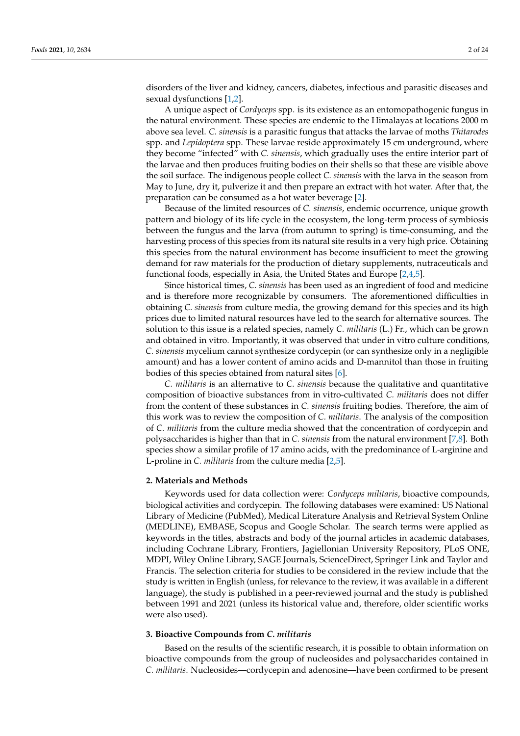disorders of the liver and kidney, cancers, diabetes, infectious and parasitic diseases and sexual dysfunctions [1,2].

A unique aspect of *Cordyceps* spp. is its existence as an entomopathogenic fungus in the natural environment. These species are endemic to the Himalayas at locations 2000 m above sea level. *C. sinensis* is a parasitic fungus that attacks the larvae of moths *Thitarodes* spp. and *Lepidoptera* spp. These larvae reside approximately 15 cm underground, where they become "infected" with *C. sinensis*, which gradually uses the entire interior part of the larvae and then produces fruiting bodies on their shells so that these are visible above the soil surface. The indigenous people collect *C. sinensis* with the larva in the season from May to June, dry it, pulverize it and then prepare an extract with hot water. After that, the preparation can be consumed as a hot water beverage [2].

Because of the limited resources of *C. sinensis*, endemic occurrence, unique growth pattern and biology of its life cycle in the ecosystem, the long-term process of symbiosis between the fungus and the larva (from autumn to spring) is time-consuming, and the harvesting process of this species from its natural site results in a very high price. Obtaining this species from the natural environment has become insufficient to meet the growing demand for raw materials for the production of dietary supplements, nutraceuticals and functional foods, especially in Asia, the United States and Europe [2,4,5].

Since historical times, *C. sinensis* has been used as an ingredient of food and medicine and is therefore more recognizable by consumers. The aforementioned difficulties in obtaining *C. sinensis* from culture media, the growing demand for this species and its high prices due to limited natural resources have led to the search for alternative sources. The solution to this issue is a related species, namely *C. militaris* (L.) Fr., which can be grown and obtained in vitro. Importantly, it was observed that under in vitro culture conditions, *C. sinensis* mycelium cannot synthesize cordycepin (or can synthesize only in a negligible amount) and has a lower content of amino acids and D-mannitol than those in fruiting bodies of this species obtained from natural sites [6].

*C. militaris* is an alternative to *C. sinensis* because the qualitative and quantitative composition of bioactive substances from in vitro-cultivated *C. militaris* does not differ from the content of these substances in *C. sinensis* fruiting bodies. Therefore, the aim of this work was to review the composition of *C. militaris*. The analysis of the composition of *C. militaris* from the culture media showed that the concentration of cordycepin and polysaccharides is higher than that in *C. sinensis* from the natural environment [7,8]. Both species show a similar profile of 17 amino acids, with the predominance of L-arginine and L-proline in *C. militaris* from the culture media [2,5].

## 2. Materials and Methods

Keywords used for data collection were: *Cordyceps militaris*, bioactive compounds, biological activities and cordycepin. The following databases were examined: US National Library of Medicine (PubMed), Medical Literature Analysis and Retrieval System Online (MEDLINE), EMBASE, Scopus and Google Scholar. The search terms were applied as keywords in the titles, abstracts and body of the journal articles in academic databases, including Cochrane Library, Frontiers, Jagiellonian University Repository, PLoS ONE, MDPI, Wiley Online Library, SAGE Journals, ScienceDirect, Springer Link and Taylor and Francis. The selection criteria for studies to be considered in the review include that the study is written in English (unless, for relevance to the review, it was available in a different language), the study is published in a peer-reviewed journal and the study is published between 1991 and 2021 (unless its historical value and, therefore, older scientific works were also used).

## 3. Bioactive Compounds from *C. militaris*

Based on the results of the scientific research, it is possible to obtain information on bioactive compounds from the group of nucleosides and polysaccharides contained in *C. militaris*. Nucleosides—cordycepin and adenosine—have been confirmed to be present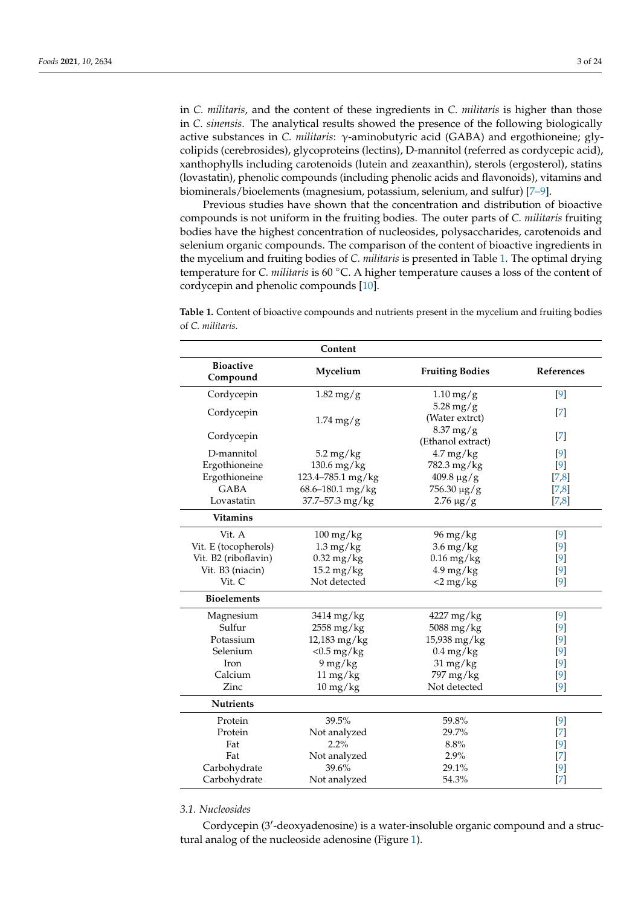in *C. militaris*, and the content of these ingredients in *C. militaris* is higher than those in *C. sinensis*. The analytical results showed the presence of the following biologically active substances in *C. militaris*: γ-aminobutyric acid (GABA) and ergothioneine; glycolipids (cerebrosides), glycoproteins (lectins), D-mannitol (referred as cordycepic acid), xanthophylls including carotenoids (lutein and zeaxanthin), sterols (ergosterol), statins (lovastatin), phenolic compounds (including phenolic acids and flavonoids), vitamins and biominerals/bioelements (magnesium, potassium, selenium, and sulfur) [7–9].

Previous studies have shown that the concentration and distribution of bioactive compounds is not uniform in the fruiting bodies. The outer parts of *C. militaris* fruiting bodies have the highest concentration of nucleosides, polysaccharides, carotenoids and selenium organic compounds. The comparison of the content of bioactive ingredients in the mycelium and fruiting bodies of *C. militaris* is presented in Table 1. The optimal drying temperature for *C. militaris* is 60 °C. A higher temperature causes a loss of the content of cordycepin and phenolic compounds [10].

**Table 1.** Content of bioactive compounds and nutrients present in the mycelium and fruiting bodies of *C. militaris*.

| | Content | | |
|---|---|---|---|
| **Bioactive Compound** | **Mycelium** | **Fruiting Bodies** | **References** |
| Cordycepin | 1.82 mg/g | 1.10 mg/g | [9] |
| Cordycepin | 1.74 mg/g | 5.28 mg/g (Water extrct) | [7] |
| Cordycepin | | 8.37 mg/g (Ethanol extract) | [7] |
| D-mannitol | 5.2 mg/kg | 4.7 mg/kg | [9] |
| Ergothioneine | 130.6 mg/kg | 782.3 mg/kg | [9] |
| Ergothioneine | 123.4–785.1 mg/kg | 409.8 µg/g | [7,8] |
| GABA | 68.6–180.1 mg/kg | 756.30 µg/g | [7,8] |
| Lovastatin | 37.7–57.3 mg/kg | 2.76 µg/g | [7,8] |
| **Vitamins** | | | |
| Vit. A | 100 mg/kg | 96 mg/kg | [9] |
| Vit. E (tocopherols) | 1.3 mg/kg | 3.6 mg/kg | [9] |
| Vit. B2 (riboflavin) | 0.32 mg/kg | 0.16 mg/kg | [9] |
| Vit. B3 (niacin) | 15.2 mg/kg | 4.9 mg/kg | [9] |
| Vit. C | Not detected | <2 mg/kg | [9] |
| **Bioelements** | | | |
| Magnesium | 3414 mg/kg | 4227 mg/kg | [9] |
| Sulfur | 2558 mg/kg | 5088 mg/kg | [9] |
| Potassium | 12,183 mg/kg | 15,938 mg/kg | [9] |
| Selenium | <0.5 mg/kg | 0.4 mg/kg | [9] |
| Iron | 9 mg/kg | 31 mg/kg | [9] |
| Calcium | 11 mg/kg | 797 mg/kg | [9] |
| Zinc | 10 mg/kg | Not detected | [9] |
| **Nutrients** | | | |
| Protein | 39.5% | 59.8% | [9] |
| Protein | Not analyzed | 29.7% | [7] |
| Fat | 2.2% | 8.8% | [9] |
| Fat | Not analyzed | 2.9% | [7] |
| Carbohydrate | 39.6% | 29.1% | [9] |
| Carbohydrate | Not analyzed | 54.3% | [7] |

### 3.1. Nucleosides

Cordycepin (3′-deoxyadenosine) is a water-insoluble organic compound and a structural analog of the nucleoside adenosine (Figure 1).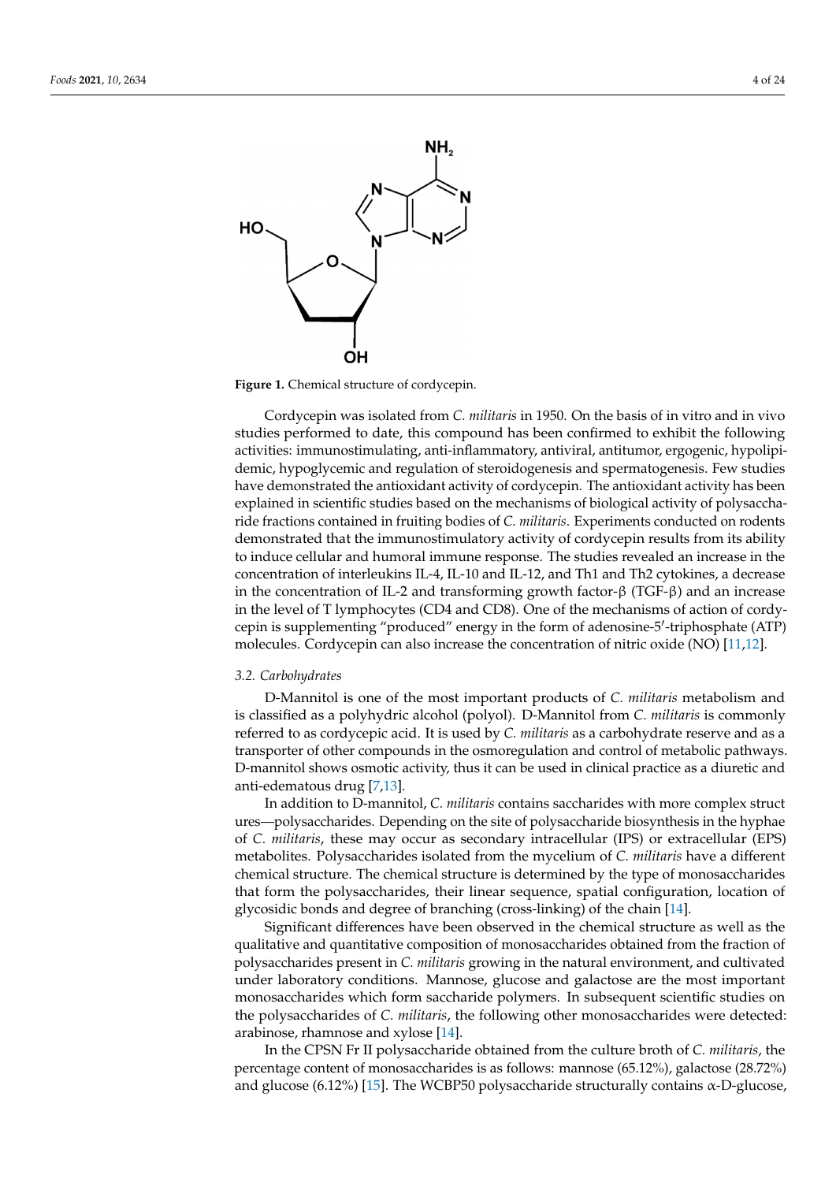**Figure 1.** Chemical structure of cordycepin.

Cordycepin was isolated from *C. militaris* in 1950. On the basis of in vitro and in vivo studies performed to date, this compound has been confirmed to exhibit the following activities: immunostimulating, anti-inflammatory, antiviral, antitumor, ergogenic, hypolipidemic, hypoglycemic and regulation of steroidogenesis and spermatogenesis. Few studies have demonstrated the antioxidant activity of cordycepin. The antioxidant activity has been explained in scientific studies based on the mechanisms of biological activity of polysaccharide fractions contained in fruiting bodies of *C. militaris*. Experiments conducted on rodents demonstrated that the immunostimulatory activity of cordycepin results from its ability to induce cellular and humoral immune response. The studies revealed an increase in the concentration of interleukins IL-4, IL-10 and IL-12, and Th1 and Th2 cytokines, a decrease in the concentration of IL-2 and transforming growth factor-β (TGF-β) and an increase in the level of T lymphocytes (CD4 and CD8). One of the mechanisms of action of cordycepin is supplementing "produced" energy in the form of adenosine-5′-triphosphate (ATP) molecules. Cordycepin can also increase the concentration of nitric oxide (NO) [11,12].

### 3.2. Carbohydrates

D-Mannitol is one of the most important products of *C. militaris* metabolism and is classified as a polyhydric alcohol (polyol). D-Mannitol from *C. militaris* is commonly referred to as cordycepic acid. It is used by *C. militaris* as a carbohydrate reserve and as a transporter of other compounds in the osmoregulation and control of metabolic pathways. D-mannitol shows osmotic activity, thus it can be used in clinical practice as a diuretic and anti-edematous drug [7,13].

In addition to D-mannitol, *C. militaris* contains saccharides with more complex structures—polysaccharides. Depending on the site of polysaccharide biosynthesis in the hyphae of *C. militaris*, these may occur as secondary intracellular (IPS) or extracellular (EPS) metabolites. Polysaccharides isolated from the mycelium of *C. militaris* have a different chemical structure. The chemical structure is determined by the type of monosaccharides that form the polysaccharides, their linear sequence, spatial configuration, location of glycosidic bonds and degree of branching (cross-linking) of the chain [14].

Significant differences have been observed in the chemical structure as well as the qualitative and quantitative composition of monosaccharides obtained from the fraction of polysaccharides present in *C. militaris* growing in the natural environment, and cultivated under laboratory conditions. Mannose, glucose and galactose are the most important monosaccharides which form saccharide polymers. In subsequent scientific studies on the polysaccharides of *C. militaris*, the following other monosaccharides were detected: arabinose, rhamnose and xylose [14].

In the CPSN Fr II polysaccharide obtained from the culture broth of *C. militaris*, the percentage content of monosaccharides is as follows: mannose (65.12%), galactose (28.72%) and glucose (6.12%) [15]. The WCBP50 polysaccharide structurally contains α-D-glucose,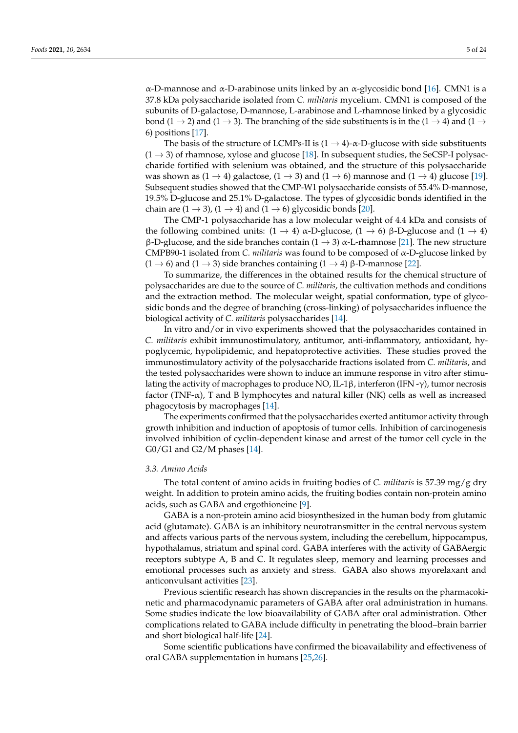α-D-mannose and α-D-arabinose units linked by an α-glycosidic bond [16]. CMN1 is a 37.8 kDa polysaccharide isolated from *C. militaris* mycelium. CMN1 is composed of the subunits of D-galactose, D-mannose, L-arabinose and L-rhamnose linked by a glycosidic bond (1 → 2) and (1 → 3). The branching of the side substituents is in the (1 → 4) and (1 → 6) positions [17].

The basis of the structure of LCMPs-II is (1 → 4)-α-D-glucose with side substituents (1 → 3) of rhamnose, xylose and glucose [18]. In subsequent studies, the SeCSP-I polysaccharide fortified with selenium was obtained, and the structure of this polysaccharide was shown as (1 → 4) galactose, (1 → 3) and (1 → 6) mannose and (1 → 4) glucose [19]. Subsequent studies showed that the CMP-W1 polysaccharide consists of 55.4% D-mannose, 19.5% D-glucose and 25.1% D-galactose. The types of glycosidic bonds identified in the chain are (1 → 3), (1 → 4) and (1 → 6) glycosidic bonds [20].

The CMP-1 polysaccharide has a low molecular weight of 4.4 kDa and consists of the following combined units: (1 → 4) α-D-glucose, (1 → 6) β-D-glucose and (1 → 4) β-D-glucose, and the side branches contain (1 → 3) α-L-rhamnose [21]. The new structure CMPB90-1 isolated from *C. militaris* was found to be composed of α-D-glucose linked by (1 → 6) and (1 → 3) side branches containing (1 → 4) β-D-mannose [22].

To summarize, the differences in the obtained results for the chemical structure of polysaccharides are due to the source of *C. militaris*, the cultivation methods and conditions and the extraction method. The molecular weight, spatial conformation, type of glycosidic bonds and the degree of branching (cross-linking) of polysaccharides influence the biological activity of *C. militaris* polysaccharides [14].

In vitro and/or in vivo experiments showed that the polysaccharides contained in *C. militaris* exhibit immunostimulatory, antitumor, anti-inflammatory, antioxidant, hypoglycemic, hypolipidemic, and hepatoprotective activities. These studies proved the immunostimulatory activity of the polysaccharide fractions isolated from *C. militaris*, and the tested polysaccharides were shown to induce an immune response in vitro after stimulating the activity of macrophages to produce NO, IL-1β, interferon (IFN -γ), tumor necrosis factor (TNF-α), T and B lymphocytes and natural killer (NK) cells as well as increased phagocytosis by macrophages [14].

The experiments confirmed that the polysaccharides exerted antitumor activity through growth inhibition and induction of apoptosis of tumor cells. Inhibition of carcinogenesis involved inhibition of cyclin-dependent kinase and arrest of the tumor cell cycle in the G0/G1 and G2/M phases [14].

### 3.3. Amino Acids

The total content of amino acids in fruiting bodies of *C. militaris* is 57.39 mg/g dry weight. In addition to protein amino acids, the fruiting bodies contain non-protein amino acids, such as GABA and ergothioneine [9].

GABA is a non-protein amino acid biosynthesized in the human body from glutamic acid (glutamate). GABA is an inhibitory neurotransmitter in the central nervous system and affects various parts of the nervous system, including the cerebellum, hippocampus, hypothalamus, striatum and spinal cord. GABA interferes with the activity of GABAergic receptors subtype A, B and C. It regulates sleep, memory and learning processes and emotional processes such as anxiety and stress. GABA also shows myorelaxant and anticonvulsant activities [23].

Previous scientific research has shown discrepancies in the results on the pharmacokinetic and pharmacodynamic parameters of GABA after oral administration in humans. Some studies indicate the low bioavailability of GABA after oral administration. Other complications related to GABA include difficulty in penetrating the blood–brain barrier and short biological half-life [24].

Some scientific publications have confirmed the bioavailability and effectiveness of oral GABA supplementation in humans [25,26].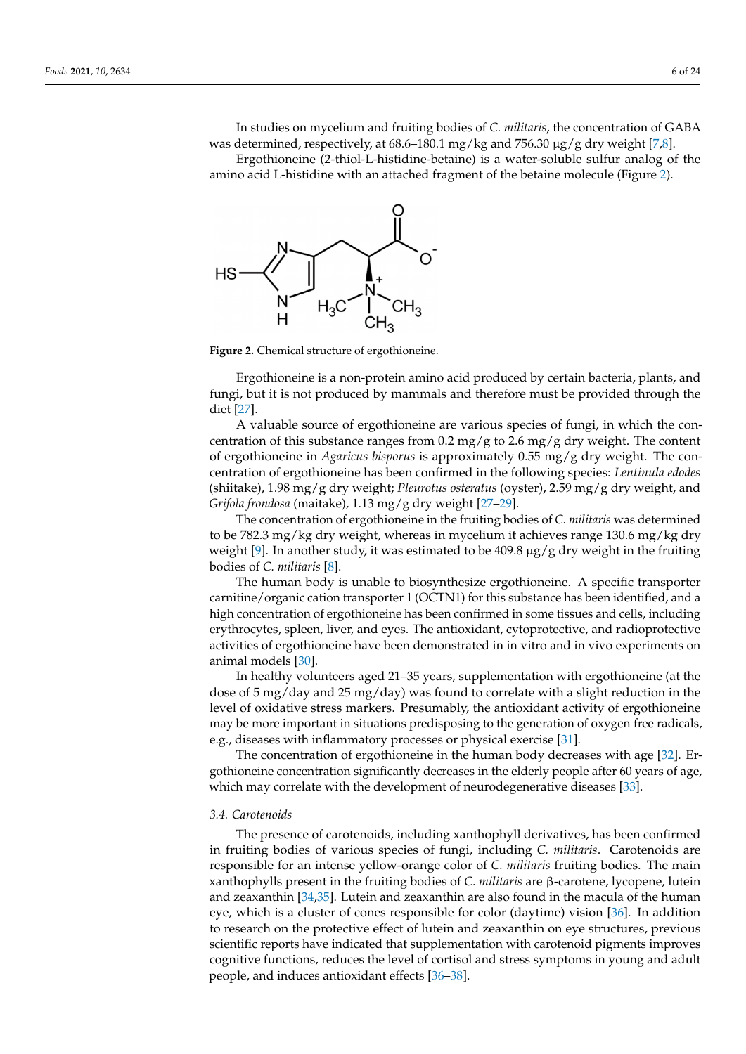In studies on mycelium and fruiting bodies of *C. militaris*, the concentration of GABA was determined, respectively, at 68.6–180.1 mg/kg and 756.30 μg/g dry weight [7,8].

Ergothioneine (2-thiol-L-histidine-betaine) is a water-soluble sulfur analog of the amino acid L-histidine with an attached fragment of the betaine molecule (Figure 2).

**Figure 2.** Chemical structure of ergothioneine.

Ergothioneine is a non-protein amino acid produced by certain bacteria, plants, and fungi, but it is not produced by mammals and therefore must be provided through the diet [27].

A valuable source of ergothioneine are various species of fungi, in which the concentration of this substance ranges from 0.2 mg/g to 2.6 mg/g dry weight. The content of ergothioneine in *Agaricus bisporus* is approximately 0.55 mg/g dry weight. The concentration of ergothioneine has been confirmed in the following species: *Lentinula edodes* (shiitake), 1.98 mg/g dry weight; *Pleurotus osteratus* (oyster), 2.59 mg/g dry weight, and *Grifola frondosa* (maitake), 1.13 mg/g dry weight [27–29].

The concentration of ergothioneine in the fruiting bodies of *C. militaris* was determined to be 782.3 mg/kg dry weight, whereas in mycelium it achieves range 130.6 mg/kg dry weight [9]. In another study, it was estimated to be 409.8 μg/g dry weight in the fruiting bodies of *C. militaris* [8].

The human body is unable to biosynthesize ergothioneine. A specific transporter carnitine/organic cation transporter 1 (OCTN1) for this substance has been identified, and a high concentration of ergothioneine has been confirmed in some tissues and cells, including erythrocytes, spleen, liver, and eyes. The antioxidant, cytoprotective, and radioprotective activities of ergothioneine have been demonstrated in in vitro and in vivo experiments on animal models [30].

In healthy volunteers aged 21–35 years, supplementation with ergothioneine (at the dose of 5 mg/day and 25 mg/day) was found to correlate with a slight reduction in the level of oxidative stress markers. Presumably, the antioxidant activity of ergothioneine may be more important in situations predisposing to the generation of oxygen free radicals, e.g., diseases with inflammatory processes or physical exercise [31].

The concentration of ergothioneine in the human body decreases with age [32]. Ergothioneine concentration significantly decreases in the elderly people after 60 years of age, which may correlate with the development of neurodegenerative diseases [33].

### 3.4. Carotenoids

The presence of carotenoids, including xanthophyll derivatives, has been confirmed in fruiting bodies of various species of fungi, including *C. militaris*. Carotenoids are responsible for an intense yellow-orange color of *C. militaris* fruiting bodies. The main xanthophylls present in the fruiting bodies of *C. militaris* are β-carotene, lycopene, lutein and zeaxanthin [34,35]. Lutein and zeaxanthin are also found in the macula of the human eye, which is a cluster of cones responsible for color (daytime) vision [36]. In addition to research on the protective effect of lutein and zeaxanthin on eye structures, previous scientific reports have indicated that supplementation with carotenoid pigments improves cognitive functions, reduces the level of cortisol and stress symptoms in young and adult people, and induces antioxidant effects [36–38].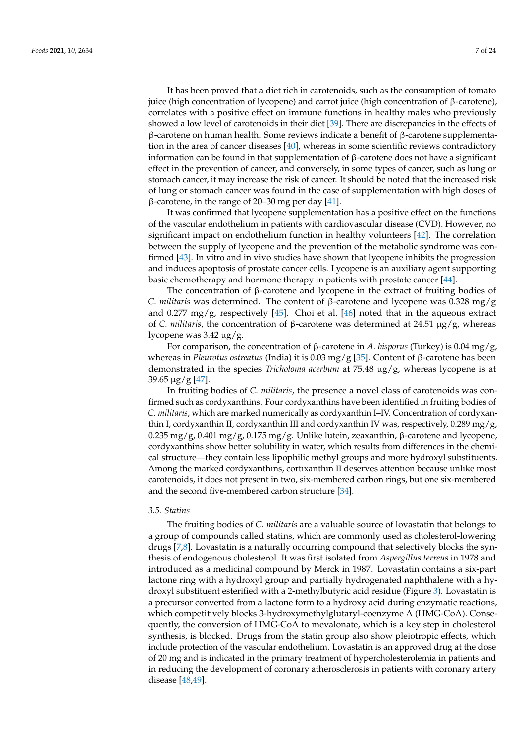It has been proved that a diet rich in carotenoids, such as the consumption of tomato juice (high concentration of lycopene) and carrot juice (high concentration of β-carotene), correlates with a positive effect on immune functions in healthy males who previously showed a low level of carotenoids in their diet [39]. There are discrepancies in the effects of β-carotene on human health. Some reviews indicate a benefit of β-carotene supplementation in the area of cancer diseases [40], whereas in some scientific reviews contradictory information can be found in that supplementation of β-carotene does not have a significant effect in the prevention of cancer, and conversely, in some types of cancer, such as lung or stomach cancer, it may increase the risk of cancer. It should be noted that the increased risk of lung or stomach cancer was found in the case of supplementation with high doses of β-carotene, in the range of 20–30 mg per day [41].

It was confirmed that lycopene supplementation has a positive effect on the functions of the vascular endothelium in patients with cardiovascular disease (CVD). However, no significant impact on endothelium function in healthy volunteers [42]. The correlation between the supply of lycopene and the prevention of the metabolic syndrome was confirmed [43]. In vitro and in vivo studies have shown that lycopene inhibits the progression and induces apoptosis of prostate cancer cells. Lycopene is an auxiliary agent supporting basic chemotherapy and hormone therapy in patients with prostate cancer [44].

The concentration of β-carotene and lycopene in the extract of fruiting bodies of *C. militaris* was determined. The content of β-carotene and lycopene was 0.328 mg/g and 0.277 mg/g, respectively [45]. Choi et al. [46] noted that in the aqueous extract of *C. militaris*, the concentration of β-carotene was determined at 24.51 µg/g, whereas lycopene was 3.42 µg/g.

For comparison, the concentration of β-carotene in *A. bisporus* (Turkey) is 0.04 mg/g, whereas in *Pleurotus ostreatus* (India) it is 0.03 mg/g [35]. Content of β-carotene has been demonstrated in the species *Tricholoma acerbum* at 75.48 µg/g, whereas lycopene is at 39.65 µg/g [47].

In fruiting bodies of *C. militaris*, the presence a novel class of carotenoids was confirmed such as cordyxanthins. Four cordyxanthins have been identified in fruiting bodies of *C. militaris*, which are marked numerically as cordyxanthin I–IV. Concentration of cordyxanthin I, cordyxanthin II, cordyxanthin III and cordyxanthin IV was, respectively, 0.289 mg/g, 0.235 mg/g, 0.401 mg/g, 0.175 mg/g. Unlike lutein, zeaxanthin, β-carotene and lycopene, cordyxanthins show better solubility in water, which results from differences in the chemical structure—they contain less lipophilic methyl groups and more hydroxyl substituents. Among the marked cordyxanthins, cortixanthin II deserves attention because unlike most carotenoids, it does not present in two, six-membered carbon rings, but one six-membered and the second five-membered carbon structure [34].

### 3.5. Statins

The fruiting bodies of *C. militaris* are a valuable source of lovastatin that belongs to a group of compounds called statins, which are commonly used as cholesterol-lowering drugs [7,8]. Lovastatin is a naturally occurring compound that selectively blocks the synthesis of endogenous cholesterol. It was first isolated from *Aspergillus terreus* in 1978 and introduced as a medicinal compound by Merck in 1987. Lovastatin contains a six-part lactone ring with a hydroxyl group and partially hydrogenated naphthalene with a hydroxyl substituent esterified with a 2-methylbutyric acid residue (Figure 3). Lovastatin is a precursor converted from a lactone form to a hydroxy acid during enzymatic reactions, which competitively blocks 3-hydroxymethylglutaryl-coenzyme A (HMG-CoA). Consequently, the conversion of HMG-CoA to mevalonate, which is a key step in cholesterol synthesis, is blocked. Drugs from the statin group also show pleiotropic effects, which include protection of the vascular endothelium. Lovastatin is an approved drug at the dose of 20 mg and is indicated in the primary treatment of hypercholesterolemia in patients and in reducing the development of coronary atherosclerosis in patients with coronary artery disease [48,49].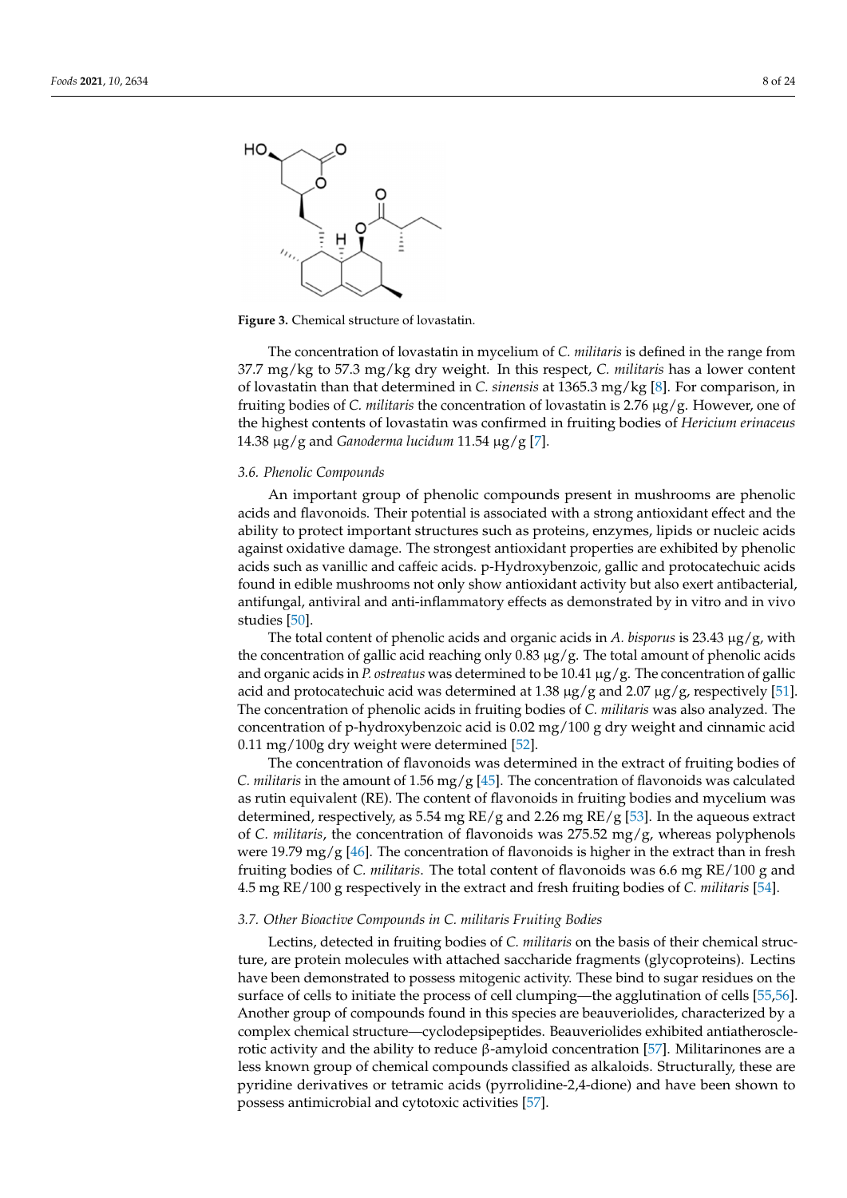**Figure 3.** Chemical structure of lovastatin.

The concentration of lovastatin in mycelium of *C. militaris* is defined in the range from 37.7 mg/kg to 57.3 mg/kg dry weight. In this respect, *C. militaris* has a lower content of lovastatin than that determined in *C. sinensis* at 1365.3 mg/kg [8]. For comparison, in fruiting bodies of *C. militaris* the concentration of lovastatin is 2.76 μg/g. However, one of the highest contents of lovastatin was confirmed in fruiting bodies of *Hericium erinaceus* 14.38 μg/g and *Ganoderma lucidum* 11.54 μg/g [7].

### 3.6. Phenolic Compounds

An important group of phenolic compounds present in mushrooms are phenolic acids and flavonoids. Their potential is associated with a strong antioxidant effect and the ability to protect important structures such as proteins, enzymes, lipids or nucleic acids against oxidative damage. The strongest antioxidant properties are exhibited by phenolic acids such as vanillic and caffeic acids. p-Hydroxybenzoic, gallic and protocatechuic acids found in edible mushrooms not only show antioxidant activity but also exert antibacterial, antifungal, antiviral and anti-inflammatory effects as demonstrated by in vitro and in vivo studies [50].

The total content of phenolic acids and organic acids in *A. bisporus* is 23.43 μg/g, with the concentration of gallic acid reaching only 0.83 μg/g. The total amount of phenolic acids and organic acids in *P. ostreatus* was determined to be 10.41 μg/g. The concentration of gallic acid and protocatechuic acid was determined at 1.38 μg/g and 2.07 μg/g, respectively [51]. The concentration of phenolic acids in fruiting bodies of *C. militaris* was also analyzed. The concentration of p-hydroxybenzoic acid is 0.02 mg/100 g dry weight and cinnamic acid 0.11 mg/100g dry weight were determined [52].

The concentration of flavonoids was determined in the extract of fruiting bodies of *C. militaris* in the amount of 1.56 mg/g [45]. The concentration of flavonoids was calculated as rutin equivalent (RE). The content of flavonoids in fruiting bodies and mycelium was determined, respectively, as 5.54 mg RE/g and 2.26 mg RE/g [53]. In the aqueous extract of *C. militaris*, the concentration of flavonoids was 275.52 mg/g, whereas polyphenols were 19.79 mg/g [46]. The concentration of flavonoids is higher in the extract than in fresh fruiting bodies of *C. militaris*. The total content of flavonoids was 6.6 mg RE/100 g and 4.5 mg RE/100 g respectively in the extract and fresh fruiting bodies of *C. militaris* [54].

### 3.7. Other Bioactive Compounds in C. militaris Fruiting Bodies

Lectins, detected in fruiting bodies of *C. militaris* on the basis of their chemical structure, are protein molecules with attached saccharide fragments (glycoproteins). Lectins have been demonstrated to possess mitogenic activity. These bind to sugar residues on the surface of cells to initiate the process of cell clumping—the agglutination of cells [55,56]. Another group of compounds found in this species are beauveriolides, characterized by a complex chemical structure—cyclodepsipeptides. Beauveriolides exhibited antiatherosclerotic activity and the ability to reduce β-amyloid concentration [57]. Militarinones are a less known group of chemical compounds classified as alkaloids. Structurally, these are pyridine derivatives or tetramic acids (pyrrolidine-2,4-dione) and have been shown to possess antimicrobial and cytotoxic activities [57].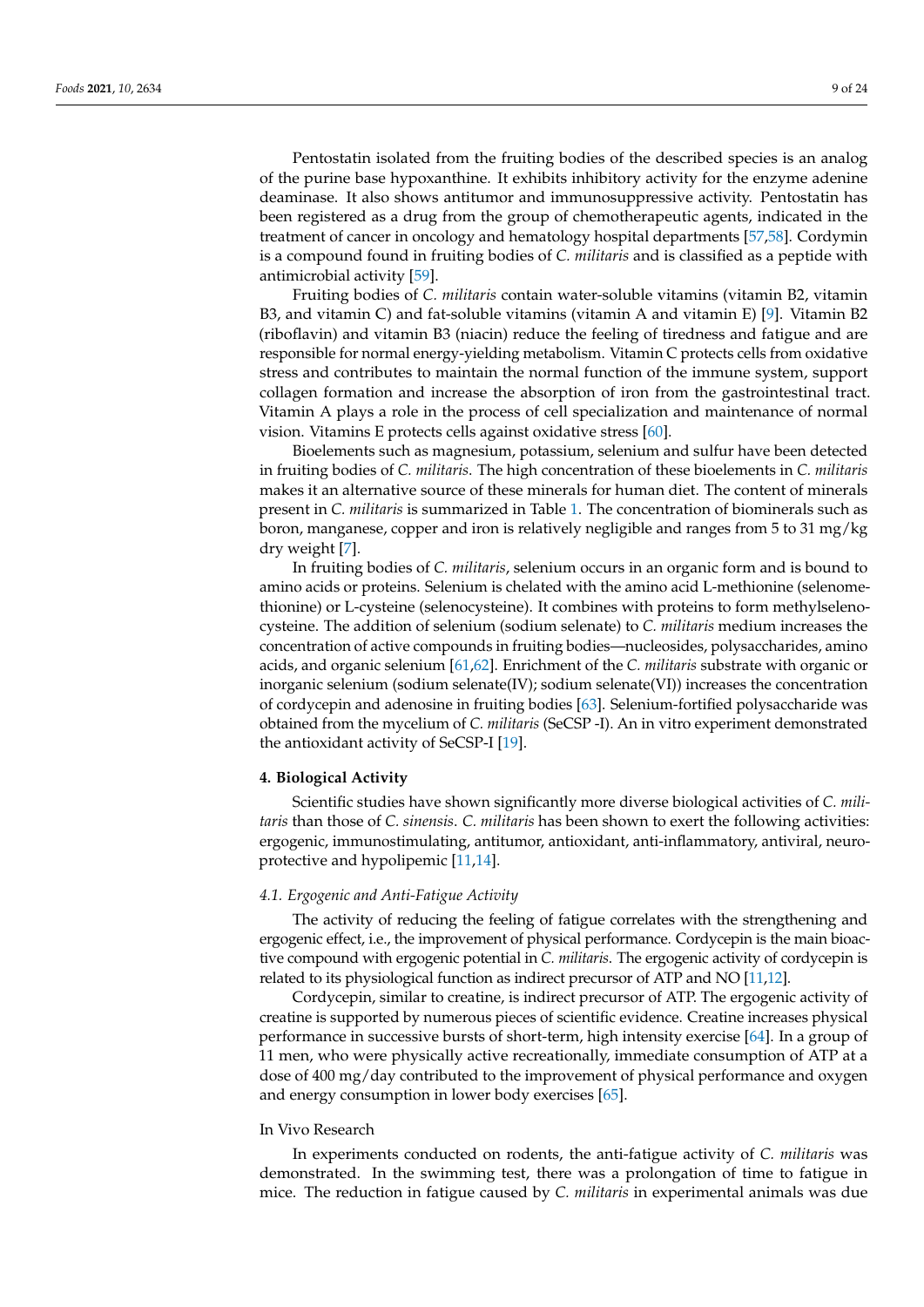Pentostatin isolated from the fruiting bodies of the described species is an analog of the purine base hypoxanthine. It exhibits inhibitory activity for the enzyme adenine deaminase. It also shows antitumor and immunosuppressive activity. Pentostatin has been registered as a drug from the group of chemotherapeutic agents, indicated in the treatment of cancer in oncology and hematology hospital departments [57,58]. Cordymin is a compound found in fruiting bodies of *C. militaris* and is classified as a peptide with antimicrobial activity [59].

Fruiting bodies of *C. militaris* contain water-soluble vitamins (vitamin B2, vitamin B3, and vitamin C) and fat-soluble vitamins (vitamin A and vitamin E) [9]. Vitamin B2 (riboflavin) and vitamin B3 (niacin) reduce the feeling of tiredness and fatigue and are responsible for normal energy-yielding metabolism. Vitamin C protects cells from oxidative stress and contributes to maintain the normal function of the immune system, support collagen formation and increase the absorption of iron from the gastrointestinal tract. Vitamin A plays a role in the process of cell specialization and maintenance of normal vision. Vitamins E protects cells against oxidative stress [60].

Bioelements such as magnesium, potassium, selenium and sulfur have been detected in fruiting bodies of *C. militaris*. The high concentration of these bioelements in *C. militaris* makes it an alternative source of these minerals for human diet. The content of minerals present in *C. militaris* is summarized in Table 1. The concentration of biominerals such as boron, manganese, copper and iron is relatively negligible and ranges from 5 to 31 mg/kg dry weight [7].

In fruiting bodies of *C. militaris*, selenium occurs in an organic form and is bound to amino acids or proteins. Selenium is chelated with the amino acid L-methionine (selenomethionine) or L-cysteine (selenocysteine). It combines with proteins to form methylselenocysteine. The addition of selenium (sodium selenate) to *C. militaris* medium increases the concentration of active compounds in fruiting bodies—nucleosides, polysaccharides, amino acids, and organic selenium [61,62]. Enrichment of the *C. militaris* substrate with organic or inorganic selenium (sodium selenate(IV); sodium selenate(VI)) increases the concentration of cordycepin and adenosine in fruiting bodies [63]. Selenium-fortified polysaccharide was obtained from the mycelium of *C. militaris* (SeCSP -I). An in vitro experiment demonstrated the antioxidant activity of SeCSP-I [19].

## 4. Biological Activity

Scientific studies have shown significantly more diverse biological activities of *C. militaris* than those of *C. sinensis*. *C. militaris* has been shown to exert the following activities: ergogenic, immunostimulating, antitumor, antioxidant, anti-inflammatory, antiviral, neuroprotective and hypolipemic [11,14].

### *4.1. Ergogenic and Anti-Fatigue Activity*

The activity of reducing the feeling of fatigue correlates with the strengthening and ergogenic effect, i.e., the improvement of physical performance. Cordycepin is the main bioactive compound with ergogenic potential in *C. militaris*. The ergogenic activity of cordycepin is related to its physiological function as indirect precursor of ATP and NO [11,12].

Cordycepin, similar to creatine, is indirect precursor of ATP. The ergogenic activity of creatine is supported by numerous pieces of scientific evidence. Creatine increases physical performance in successive bursts of short-term, high intensity exercise [64]. In a group of 11 men, who were physically active recreationally, immediate consumption of ATP at a dose of 400 mg/day contributed to the improvement of physical performance and oxygen and energy consumption in lower body exercises [65].

In Vivo Research

In experiments conducted on rodents, the anti-fatigue activity of *C. militaris* was demonstrated. In the swimming test, there was a prolongation of time to fatigue in mice. The reduction in fatigue caused by *C. militaris* in experimental animals was due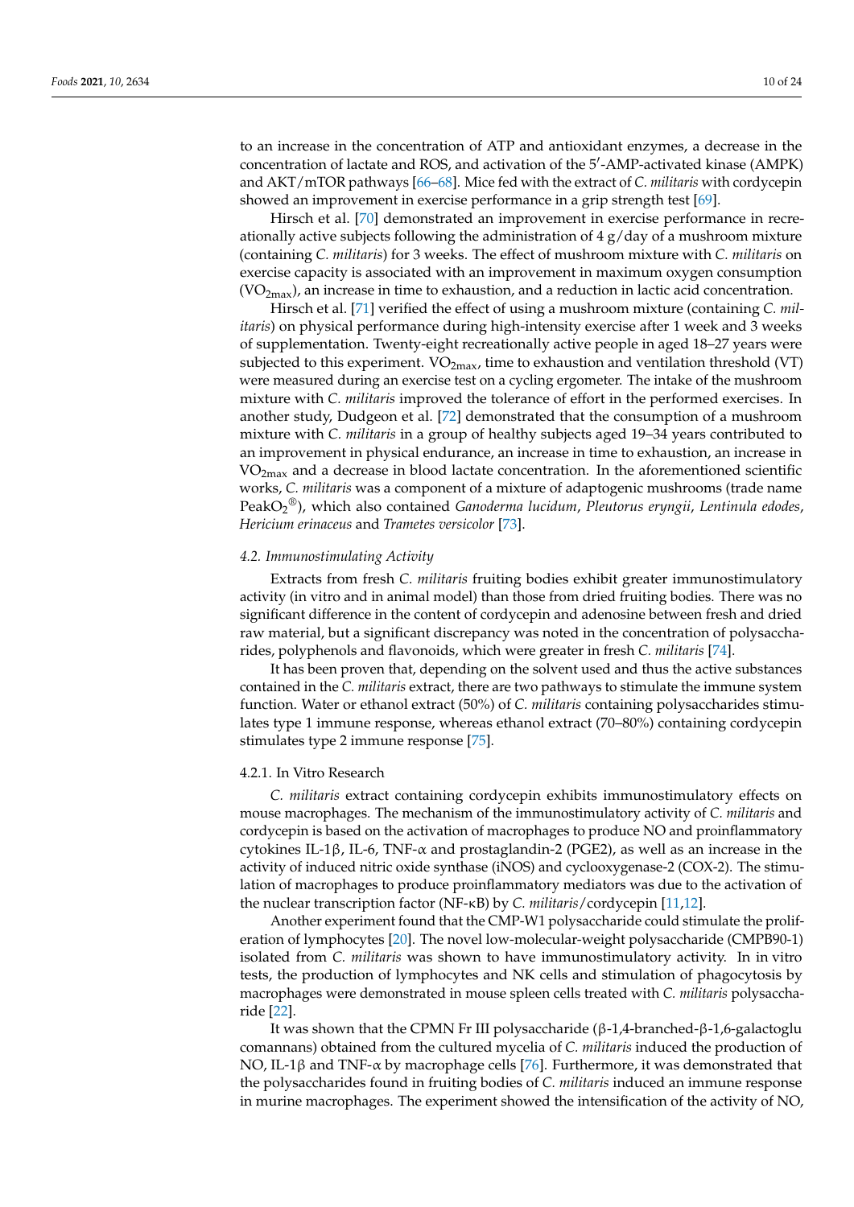to an increase in the concentration of ATP and antioxidant enzymes, a decrease in the concentration of lactate and ROS, and activation of the 5′-AMP-activated kinase (AMPK) and AKT/mTOR pathways [66–68]. Mice fed with the extract of *C. militaris* with cordycepin showed an improvement in exercise performance in a grip strength test [69].

Hirsch et al. [70] demonstrated an improvement in exercise performance in recreationally active subjects following the administration of 4 g/day of a mushroom mixture (containing *C. militaris*) for 3 weeks. The effect of mushroom mixture with *C. militaris* on exercise capacity is associated with an improvement in maximum oxygen consumption ($VO_{2max}$), an increase in time to exhaustion, and a reduction in lactic acid concentration.

Hirsch et al. [71] verified the effect of using a mushroom mixture (containing *C. militaris*) on physical performance during high-intensity exercise after 1 week and 3 weeks of supplementation. Twenty-eight recreationally active people in aged 18–27 years were subjected to this experiment. $VO_{2max}$, time to exhaustion and ventilation threshold (VT) were measured during an exercise test on a cycling ergometer. The intake of the mushroom mixture with *C. militaris* improved the tolerance of effort in the performed exercises. In another study, Dudgeon et al. [72] demonstrated that the consumption of a mushroom mixture with *C. militaris* in a group of healthy subjects aged 19–34 years contributed to an improvement in physical endurance, an increase in time to exhaustion, an increase in $VO_{2max}$ and a decrease in blood lactate concentration. In the aforementioned scientific works, *C. militaris* was a component of a mixture of adaptogenic mushrooms (trade name PeakO$_2$®), which also contained *Ganoderma lucidum*, *Pleutorus eryngii*, *Lentinula edodes*, *Hericium erinaceus* and *Trametes versicolor* [73].

### 4.2. Immunostimulating Activity

Extracts from fresh *C. militaris* fruiting bodies exhibit greater immunostimulatory activity (in vitro and in animal model) than those from dried fruiting bodies. There was no significant difference in the content of cordycepin and adenosine between fresh and dried raw material, but a significant discrepancy was noted in the concentration of polysaccharides, polyphenols and flavonoids, which were greater in fresh *C. militaris* [74].

It has been proven that, depending on the solvent used and thus the active substances contained in the *C. militaris* extract, there are two pathways to stimulate the immune system function. Water or ethanol extract (50%) of *C. militaris* containing polysaccharides stimulates type 1 immune response, whereas ethanol extract (70–80%) containing cordycepin stimulates type 2 immune response [75].

#### 4.2.1. In Vitro Research

*C. militaris* extract containing cordycepin exhibits immunostimulatory effects on mouse macrophages. The mechanism of the immunostimulatory activity of *C. militaris* and cordycepin is based on the activation of macrophages to produce NO and proinflammatory cytokines IL-1β, IL-6, TNF-α and prostaglandin-2 (PGE2), as well as an increase in the activity of induced nitric oxide synthase (iNOS) and cyclooxygenase-2 (COX-2). The stimulation of macrophages to produce proinflammatory mediators was due to the activation of the nuclear transcription factor (NF-κB) by *C. militaris*/cordycepin [11,12].

Another experiment found that the CMP-W1 polysaccharide could stimulate the proliferation of lymphocytes [20]. The novel low-molecular-weight polysaccharide (CMPB90-1) isolated from *C. militaris* was shown to have immunostimulatory activity. In in vitro tests, the production of lymphocytes and NK cells and stimulation of phagocytosis by macrophages were demonstrated in mouse spleen cells treated with *C. militaris* polysaccharide [22].

It was shown that the CPMN Fr III polysaccharide (β-1,4-branched-β-1,6-galactoglucomannans) obtained from the cultured mycelia of *C. militaris* induced the production of NO, IL-1β and TNF-α by macrophage cells [76]. Furthermore, it was demonstrated that the polysaccharides found in fruiting bodies of *C. militaris* induced an immune response in murine macrophages. The experiment showed the intensification of the activity of NO,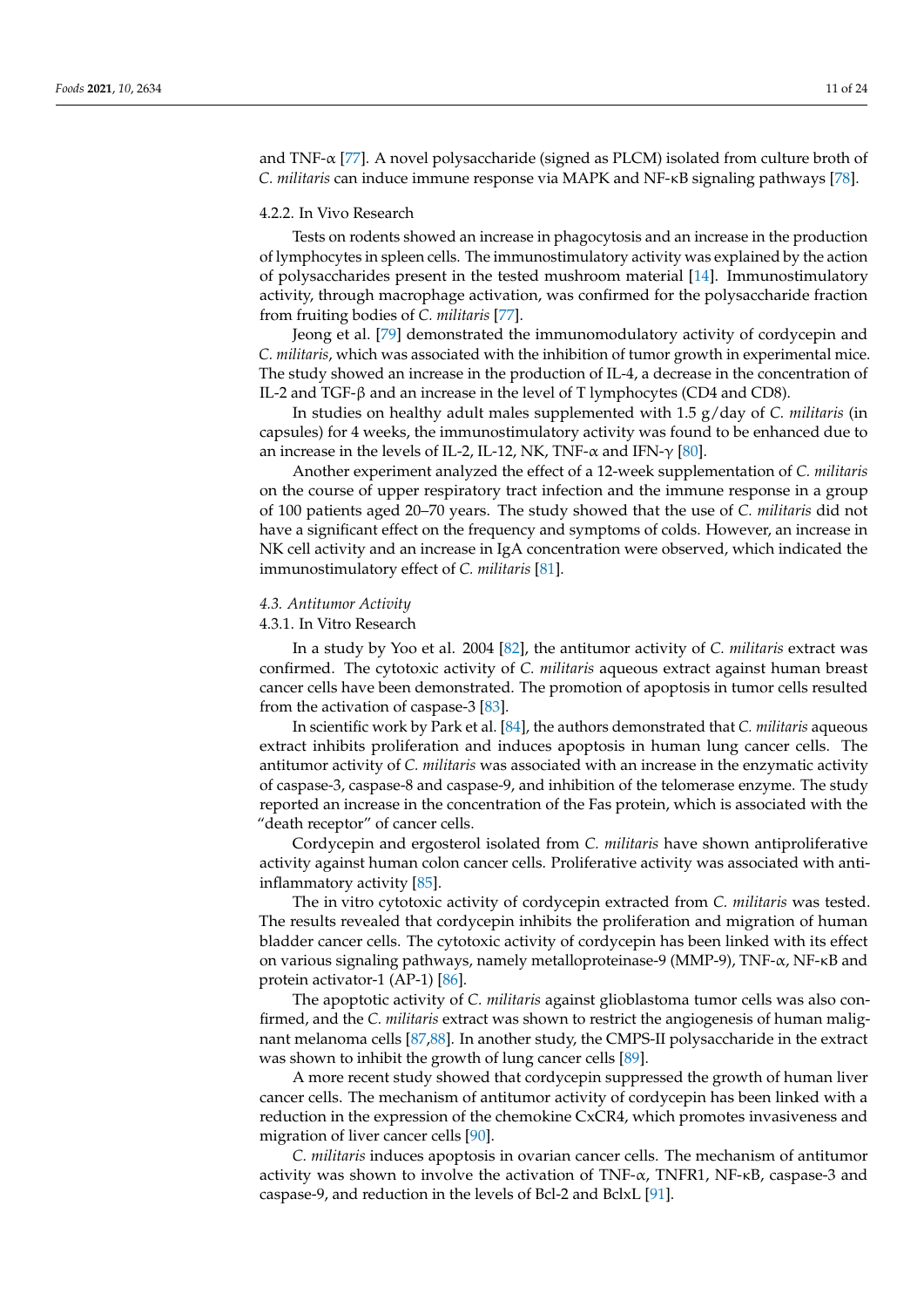and TNF-α [77]. A novel polysaccharide (signed as PLCM) isolated from culture broth of *C. militaris* can induce immune response via MAPK and NF-κB signaling pathways [78].

#### 4.2.2. In Vivo Research

Tests on rodents showed an increase in phagocytosis and an increase in the production of lymphocytes in spleen cells. The immunostimulatory activity was explained by the action of polysaccharides present in the tested mushroom material [14]. Immunostimulatory activity, through macrophage activation, was confirmed for the polysaccharide fraction from fruiting bodies of *C. militaris* [77].

Jeong et al. [79] demonstrated the immunomodulatory activity of cordycepin and *C. militaris*, which was associated with the inhibition of tumor growth in experimental mice. The study showed an increase in the production of IL-4, a decrease in the concentration of IL-2 and TGF-β and an increase in the level of T lymphocytes (CD4 and CD8).

In studies on healthy adult males supplemented with 1.5 g/day of *C. militaris* (in capsules) for 4 weeks, the immunostimulatory activity was found to be enhanced due to an increase in the levels of IL-2, IL-12, NK, TNF-α and IFN-γ [80].

Another experiment analyzed the effect of a 12-week supplementation of *C. militaris* on the course of upper respiratory tract infection and the immune response in a group of 100 patients aged 20–70 years. The study showed that the use of *C. militaris* did not have a significant effect on the frequency and symptoms of colds. However, an increase in NK cell activity and an increase in IgA concentration were observed, which indicated the immunostimulatory effect of *C. militaris* [81].

### *4.3. Antitumor Activity*

#### 4.3.1. In Vitro Research

In a study by Yoo et al. 2004 [82], the antitumor activity of *C. militaris* extract was confirmed. The cytotoxic activity of *C. militaris* aqueous extract against human breast cancer cells have been demonstrated. The promotion of apoptosis in tumor cells resulted from the activation of caspase-3 [83].

In scientific work by Park et al. [84], the authors demonstrated that *C. militaris* aqueous extract inhibits proliferation and induces apoptosis in human lung cancer cells. The antitumor activity of *C. militaris* was associated with an increase in the enzymatic activity of caspase-3, caspase-8 and caspase-9, and inhibition of the telomerase enzyme. The study reported an increase in the concentration of the Fas protein, which is associated with the "death receptor" of cancer cells.

Cordycepin and ergosterol isolated from *C. militaris* have shown antiproliferative activity against human colon cancer cells. Proliferative activity was associated with anti-inflammatory activity [85].

The in vitro cytotoxic activity of cordycepin extracted from *C. militaris* was tested. The results revealed that cordycepin inhibits the proliferation and migration of human bladder cancer cells. The cytotoxic activity of cordycepin has been linked with its effect on various signaling pathways, namely metalloproteinase-9 (MMP-9), TNF-α, NF-κB and protein activator-1 (AP-1) [86].

The apoptotic activity of *C. militaris* against glioblastoma tumor cells was also confirmed, and the *C. militaris* extract was shown to restrict the angiogenesis of human malignant melanoma cells [87,88]. In another study, the CMPS-II polysaccharide in the extract was shown to inhibit the growth of lung cancer cells [89].

A more recent study showed that cordycepin suppressed the growth of human liver cancer cells. The mechanism of antitumor activity of cordycepin has been linked with a reduction in the expression of the chemokine CxCR4, which promotes invasiveness and migration of liver cancer cells [90].

*C. militaris* induces apoptosis in ovarian cancer cells. The mechanism of antitumor activity was shown to involve the activation of TNF-α, TNFR1, NF-κB, caspase-3 and caspase-9, and reduction in the levels of Bcl-2 and BclxL [91].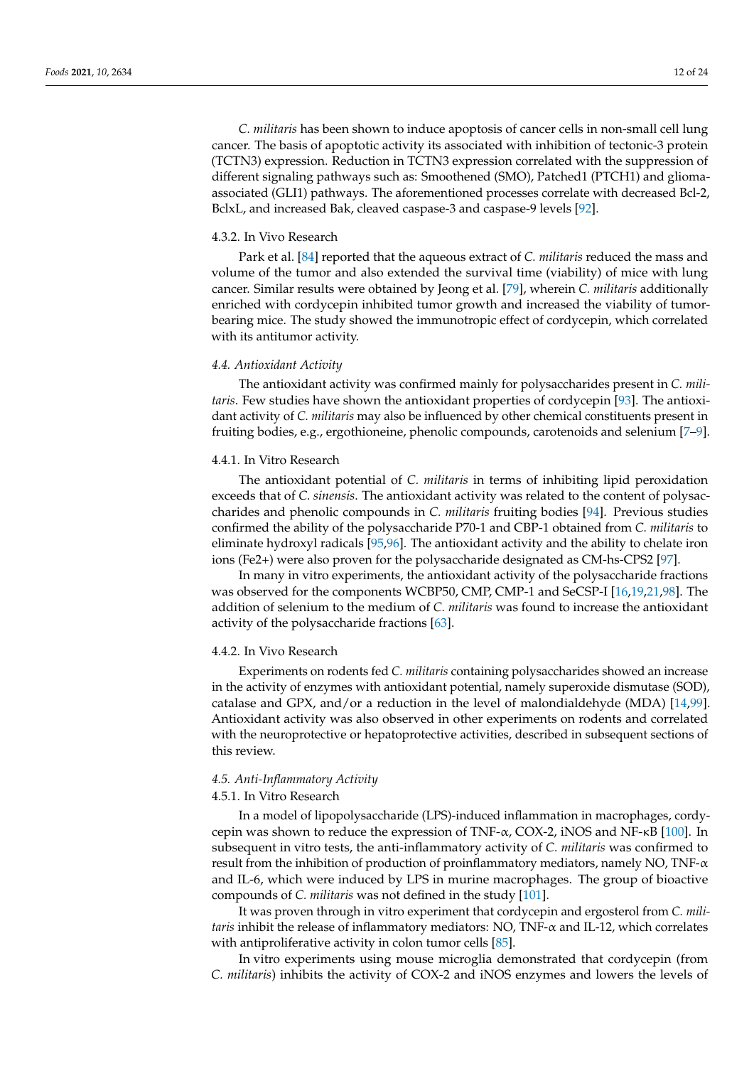*C. militaris* has been shown to induce apoptosis of cancer cells in non-small cell lung cancer. The basis of apoptotic activity its associated with inhibition of tectonic-3 protein (TCTN3) expression. Reduction in TCTN3 expression correlated with the suppression of different signaling pathways such as: Smoothened (SMO), Patched1 (PTCH1) and glioma-associated (GLI1) pathways. The aforementioned processes correlate with decreased Bcl-2, BclxL, and increased Bak, cleaved caspase-3 and caspase-9 levels [92].

#### 4.3.2. In Vivo Research

Park et al. [84] reported that the aqueous extract of *C. militaris* reduced the mass and volume of the tumor and also extended the survival time (viability) of mice with lung cancer. Similar results were obtained by Jeong et al. [79], wherein *C. militaris* additionally enriched with cordycepin inhibited tumor growth and increased the viability of tumor-bearing mice. The study showed the immunotropic effect of cordycepin, which correlated with its antitumor activity.

### *4.4. Antioxidant Activity*

The antioxidant activity was confirmed mainly for polysaccharides present in *C. militaris*. Few studies have shown the antioxidant properties of cordycepin [93]. The antioxidant activity of *C. militaris* may also be influenced by other chemical constituents present in fruiting bodies, e.g., ergothioneine, phenolic compounds, carotenoids and selenium [7–9].

#### 4.4.1. In Vitro Research

The antioxidant potential of *C. militaris* in terms of inhibiting lipid peroxidation exceeds that of *C. sinensis*. The antioxidant activity was related to the content of polysaccharides and phenolic compounds in *C. militaris* fruiting bodies [94]. Previous studies confirmed the ability of the polysaccharide P70-1 and CBP-1 obtained from *C. militaris* to eliminate hydroxyl radicals [95,96]. The antioxidant activity and the ability to chelate iron ions ($Fe^{2+}$) were also proven for the polysaccharide designated as CM-hs-CPS2 [97].

In many in vitro experiments, the antioxidant activity of the polysaccharide fractions was observed for the components WCBP50, CMP, CMP-1 and SeCSP-I [16,19,21,98]. The addition of selenium to the medium of *C. militaris* was found to increase the antioxidant activity of the polysaccharide fractions [63].

#### 4.4.2. In Vivo Research

Experiments on rodents fed *C. militaris* containing polysaccharides showed an increase in the activity of enzymes with antioxidant potential, namely superoxide dismutase (SOD), catalase and GPX, and/or a reduction in the level of malondialdehyde (MDA) [14,99]. Antioxidant activity was also observed in other experiments on rodents and correlated with the neuroprotective or hepatoprotective activities, described in subsequent sections of this review.

### *4.5. Anti-Inflammatory Activity*

#### 4.5.1. In Vitro Research

In a model of lipopolysaccharide (LPS)-induced inflammation in macrophages, cordycepin was shown to reduce the expression of TNF-α, COX-2, iNOS and NF-κB [100]. In subsequent in vitro tests, the anti-inflammatory activity of *C. militaris* was confirmed to result from the inhibition of production of proinflammatory mediators, namely NO, TNF-α and IL-6, which were induced by LPS in murine macrophages. The group of bioactive compounds of *C. militaris* was not defined in the study [101].

It was proven through in vitro experiment that cordycepin and ergosterol from *C. militaris* inhibit the release of inflammatory mediators: NO, TNF-α and IL-12, which correlates with antiproliferative activity in colon tumor cells [85].

In vitro experiments using mouse microglia demonstrated that cordycepin (from *C. militaris*) inhibits the activity of COX-2 and iNOS enzymes and lowers the levels of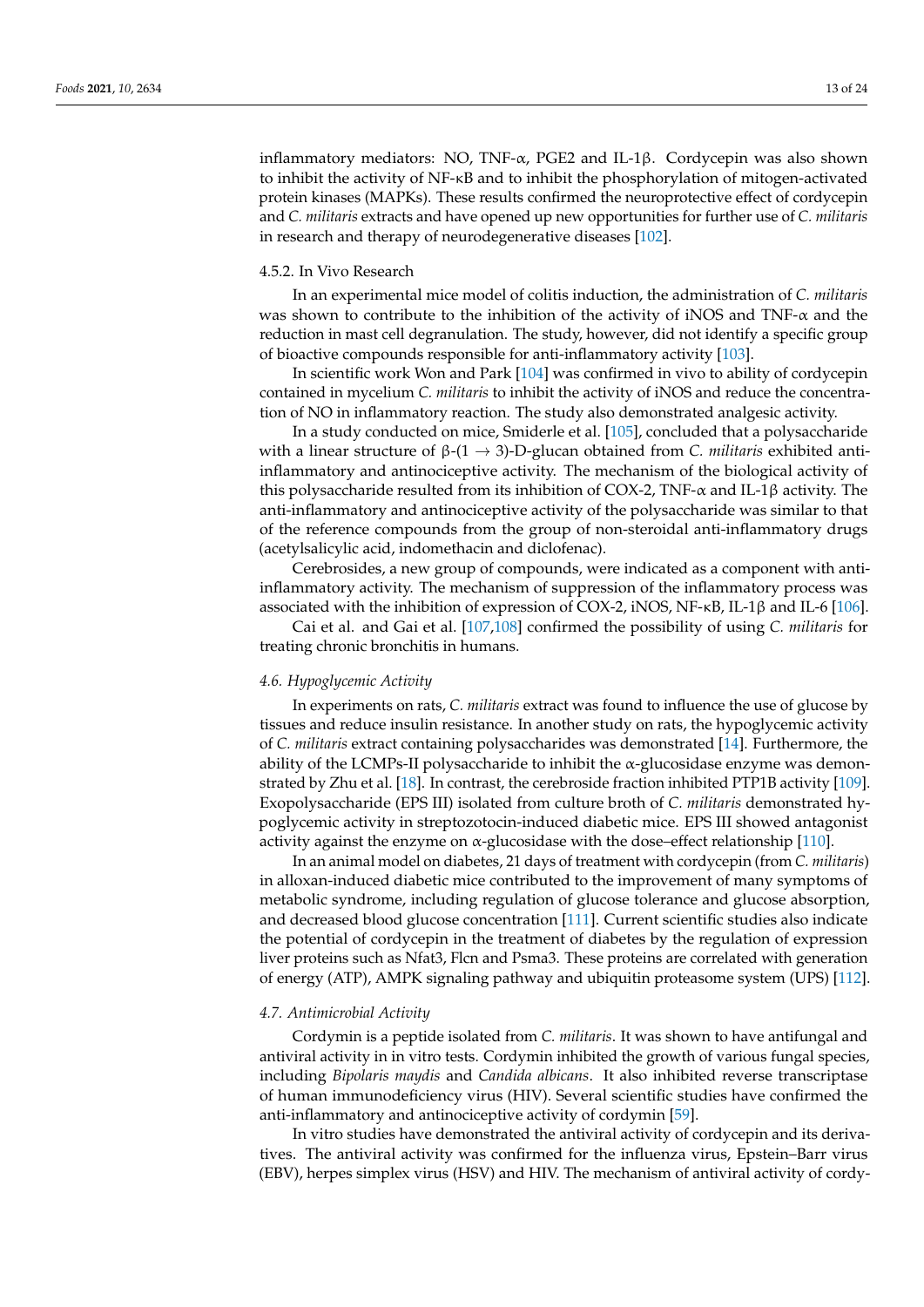inflammatory mediators: NO, TNF-α, PGE2 and IL-1β. Cordycepin was also shown to inhibit the activity of NF-κB and to inhibit the phosphorylation of mitogen-activated protein kinases (MAPKs). These results confirmed the neuroprotective effect of cordycepin and *C. militaris* extracts and have opened up new opportunities for further use of *C. militaris* in research and therapy of neurodegenerative diseases [102].

#### 4.5.2. In Vivo Research

In an experimental mice model of colitis induction, the administration of *C. militaris* was shown to contribute to the inhibition of the activity of iNOS and TNF-α and the reduction in mast cell degranulation. The study, however, did not identify a specific group of bioactive compounds responsible for anti-inflammatory activity [103].

In scientific work Won and Park [104] was confirmed in vivo to ability of cordycepin contained in mycelium *C. militaris* to inhibit the activity of iNOS and reduce the concentration of NO in inflammatory reaction. The study also demonstrated analgesic activity.

In a study conducted on mice, Smiderle et al. [105], concluded that a polysaccharide with a linear structure of β-(1 → 3)-D-glucan obtained from *C. militaris* exhibited anti-inflammatory and antinociceptive activity. The mechanism of the biological activity of this polysaccharide resulted from its inhibition of COX-2, TNF-α and IL-1β activity. The anti-inflammatory and antinociceptive activity of the polysaccharide was similar to that of the reference compounds from the group of non-steroidal anti-inflammatory drugs (acetylsalicylic acid, indomethacin and diclofenac).

Cerebrosides, a new group of compounds, were indicated as a component with anti-inflammatory activity. The mechanism of suppression of the inflammatory process was associated with the inhibition of expression of COX-2, iNOS, NF-κB, IL-1β and IL-6 [106].

Cai et al. and Gai et al. [107,108] confirmed the possibility of using *C. militaris* for treating chronic bronchitis in humans.

### *4.6. Hypoglycemic Activity*

In experiments on rats, *C. militaris* extract was found to influence the use of glucose by tissues and reduce insulin resistance. In another study on rats, the hypoglycemic activity of *C. militaris* extract containing polysaccharides was demonstrated [14]. Furthermore, the ability of the LCMPs-II polysaccharide to inhibit the α-glucosidase enzyme was demonstrated by Zhu et al. [18]. In contrast, the cerebroside fraction inhibited PTP1B activity [109]. Exopolysaccharide (EPS III) isolated from culture broth of *C. militaris* demonstrated hypoglycemic activity in streptozotocin-induced diabetic mice. EPS III showed antagonist activity against the enzyme on α-glucosidase with the dose–effect relationship [110].

In an animal model on diabetes, 21 days of treatment with cordycepin (from *C. militaris*) in alloxan-induced diabetic mice contributed to the improvement of many symptoms of metabolic syndrome, including regulation of glucose tolerance and glucose absorption, and decreased blood glucose concentration [111]. Current scientific studies also indicate the potential of cordycepin in the treatment of diabetes by the regulation of expression liver proteins such as Nfat3, Flcn and Psma3. These proteins are correlated with generation of energy (ATP), AMPK signaling pathway and ubiquitin proteasome system (UPS) [112].

### *4.7. Antimicrobial Activity*

Cordymin is a peptide isolated from *C. militaris*. It was shown to have antifungal and antiviral activity in in vitro tests. Cordymin inhibited the growth of various fungal species, including *Bipolaris maydis* and *Candida albicans*. It also inhibited reverse transcriptase of human immunodeficiency virus (HIV). Several scientific studies have confirmed the anti-inflammatory and antinociceptive activity of cordymin [59].

In vitro studies have demonstrated the antiviral activity of cordycepin and its derivatives. The antiviral activity was confirmed for the influenza virus, Epstein–Barr virus (EBV), herpes simplex virus (HSV) and HIV. The mechanism of antiviral activity of cordy-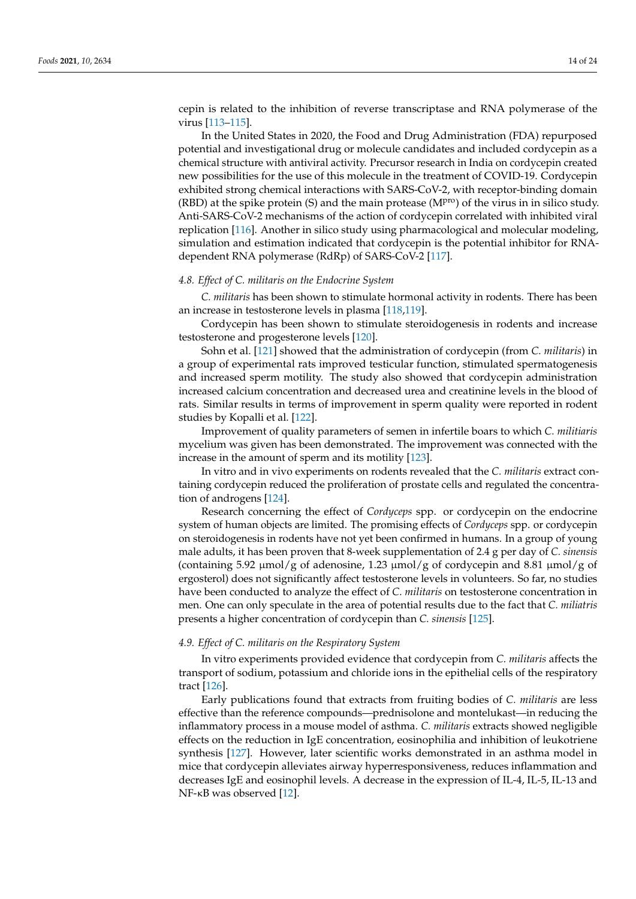cepin is related to the inhibition of reverse transcriptase and RNA polymerase of the virus [113–115].

In the United States in 2020, the Food and Drug Administration (FDA) repurposed potential and investigational drug or molecule candidates and included cordycepin as a chemical structure with antiviral activity. Precursor research in India on cordycepin created new possibilities for the use of this molecule in the treatment of COVID-19. Cordycepin exhibited strong chemical interactions with SARS-CoV-2, with receptor-binding domain (RBD) at the spike protein (S) and the main protease ($M^{pro}$) of the virus in in silico study. Anti-SARS-CoV-2 mechanisms of the action of cordycepin correlated with inhibited viral replication [116]. Another in silico study using pharmacological and molecular modeling, simulation and estimation indicated that cordycepin is the potential inhibitor for RNA-dependent RNA polymerase (RdRp) of SARS-CoV-2 [117].

### 4.8. Effect of *C. militaris* on the Endocrine System

*C. militaris* has been shown to stimulate hormonal activity in rodents. There has been an increase in testosterone levels in plasma [118,119].

Cordycepin has been shown to stimulate steroidogenesis in rodents and increase testosterone and progesterone levels [120].

Sohn et al. [121] showed that the administration of cordycepin (from *C. militaris*) in a group of experimental rats improved testicular function, stimulated spermatogenesis and increased sperm motility. The study also showed that cordycepin administration increased calcium concentration and decreased urea and creatinine levels in the blood of rats. Similar results in terms of improvement in sperm quality were reported in rodent studies by Kopalli et al. [122].

Improvement of quality parameters of semen in infertile boars to which *C. militiaris* mycelium was given has been demonstrated. The improvement was connected with the increase in the amount of sperm and its motility [123].

In vitro and in vivo experiments on rodents revealed that the *C. militaris* extract containing cordycepin reduced the proliferation of prostate cells and regulated the concentration of androgens [124].

Research concerning the effect of *Cordyceps* spp. or cordycepin on the endocrine system of human objects are limited. The promising effects of *Cordyceps* spp. or cordycepin on steroidogenesis in rodents have not yet been confirmed in humans. In a group of young male adults, it has been proven that 8-week supplementation of 2.4 g per day of *C. sinensis* (containing 5.92 μmol/g of adenosine, 1.23 μmol/g of cordycepin and 8.81 μmol/g of ergosterol) does not significantly affect testosterone levels in volunteers. So far, no studies have been conducted to analyze the effect of *C. militaris* on testosterone concentration in men. One can only speculate in the area of potential results due to the fact that *C. miliatris* presents a higher concentration of cordycepin than *C. sinensis* [125].

### 4.9. Effect of *C. militaris* on the Respiratory System

In vitro experiments provided evidence that cordycepin from *C. militaris* affects the transport of sodium, potassium and chloride ions in the epithelial cells of the respiratory tract [126].

Early publications found that extracts from fruiting bodies of *C. militaris* are less effective than the reference compounds—prednisolone and montelukast—in reducing the inflammatory process in a mouse model of asthma. *C. militaris* extracts showed negligible effects on the reduction in IgE concentration, eosinophilia and inhibition of leukotriene synthesis [127]. However, later scientific works demonstrated in an asthma model in mice that cordycepin alleviates airway hyperresponsiveness, reduces inflammation and decreases IgE and eosinophil levels. A decrease in the expression of IL-4, IL-5, IL-13 and NF-κB was observed [12].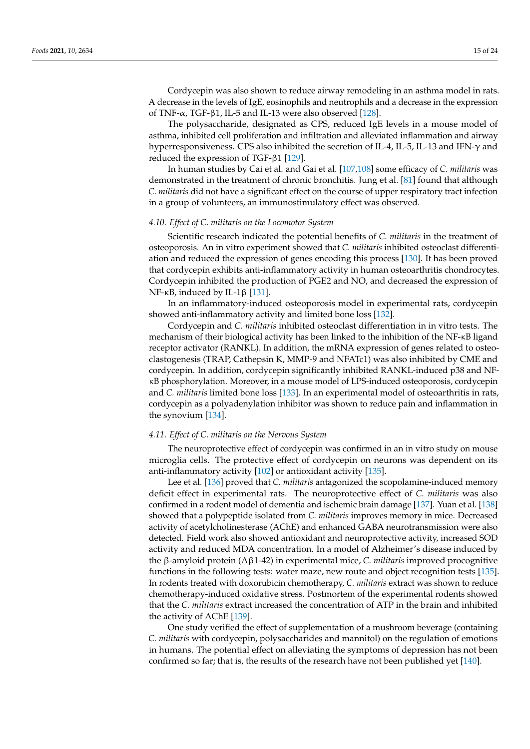Cordycepin was also shown to reduce airway remodeling in an asthma model in rats. A decrease in the levels of IgE, eosinophils and neutrophils and a decrease in the expression of TNF-α, TGF-β1, IL-5 and IL-13 were also observed [128].

The polysaccharide, designated as CPS, reduced IgE levels in a mouse model of asthma, inhibited cell proliferation and infiltration and alleviated inflammation and airway hyperresponsiveness. CPS also inhibited the secretion of IL-4, IL-5, IL-13 and IFN-γ and reduced the expression of TGF-β1 [129].

In human studies by Cai et al. and Gai et al. [107,108] some efficacy of *C. militaris* was demonstrated in the treatment of chronic bronchitis. Jung et al. [81] found that although *C. militaris* did not have a significant effect on the course of upper respiratory tract infection in a group of volunteers, an immunostimulatory effect was observed.

### 4.10. Effect of *C. militaris* on the Locomotor System

Scientific research indicated the potential benefits of *C. militaris* in the treatment of osteoporosis. An in vitro experiment showed that *C. militaris* inhibited osteoclast differentiation and reduced the expression of genes encoding this process [130]. It has been proved that cordycepin exhibits anti-inflammatory activity in human osteoarthritis chondrocytes. Cordycepin inhibited the production of PGE2 and NO, and decreased the expression of NF-κB, induced by IL-1β [131].

In an inflammatory-induced osteoporosis model in experimental rats, cordycepin showed anti-inflammatory activity and limited bone loss [132].

Cordycepin and *C. militaris* inhibited osteoclast differentiation in in vitro tests. The mechanism of their biological activity has been linked to the inhibition of the NF-κB ligand receptor activator (RANKL). In addition, the mRNA expression of genes related to osteoclastogenesis (TRAP, Cathepsin K, MMP-9 and NFATc1) was also inhibited by CME and cordycepin. In addition, cordycepin significantly inhibited RANKL-induced p38 and NF-κB phosphorylation. Moreover, in a mouse model of LPS-induced osteoporosis, cordycepin and *C. militaris* limited bone loss [133]. In an experimental model of osteoarthritis in rats, cordycepin as a polyadenylation inhibitor was shown to reduce pain and inflammation in the synovium [134].

### 4.11. Effect of *C. militaris* on the Nervous System

The neuroprotective effect of cordycepin was confirmed in an in vitro study on mouse microglia cells. The protective effect of cordycepin on neurons was dependent on its anti-inflammatory activity [102] or antioxidant activity [135].

Lee et al. [136] proved that *C. militaris* antagonized the scopolamine-induced memory deficit effect in experimental rats. The neuroprotective effect of *C. militaris* was also confirmed in a rodent model of dementia and ischemic brain damage [137]. Yuan et al. [138] showed that a polypeptide isolated from *C. militaris* improves memory in mice. Decreased activity of acetylcholinesterase (AChE) and enhanced GABA neurotransmission were also detected. Field work also showed antioxidant and neuroprotective activity, increased SOD activity and reduced MDA concentration. In a model of Alzheimer's disease induced by the β-amyloid protein (Aβ1-42) in experimental mice, *C. militaris* improved procognitive functions in the following tests: water maze, new route and object recognition tests [135]. In rodents treated with doxorubicin chemotherapy, *C. militaris* extract was shown to reduce chemotherapy-induced oxidative stress. Postmortem of the experimental rodents showed that the *C. militaris* extract increased the concentration of ATP in the brain and inhibited the activity of AChE [139].

One study verified the effect of supplementation of a mushroom beverage (containing *C. militaris* with cordycepin, polysaccharides and mannitol) on the regulation of emotions in humans. The potential effect on alleviating the symptoms of depression has not been confirmed so far; that is, the results of the research have not been published yet [140].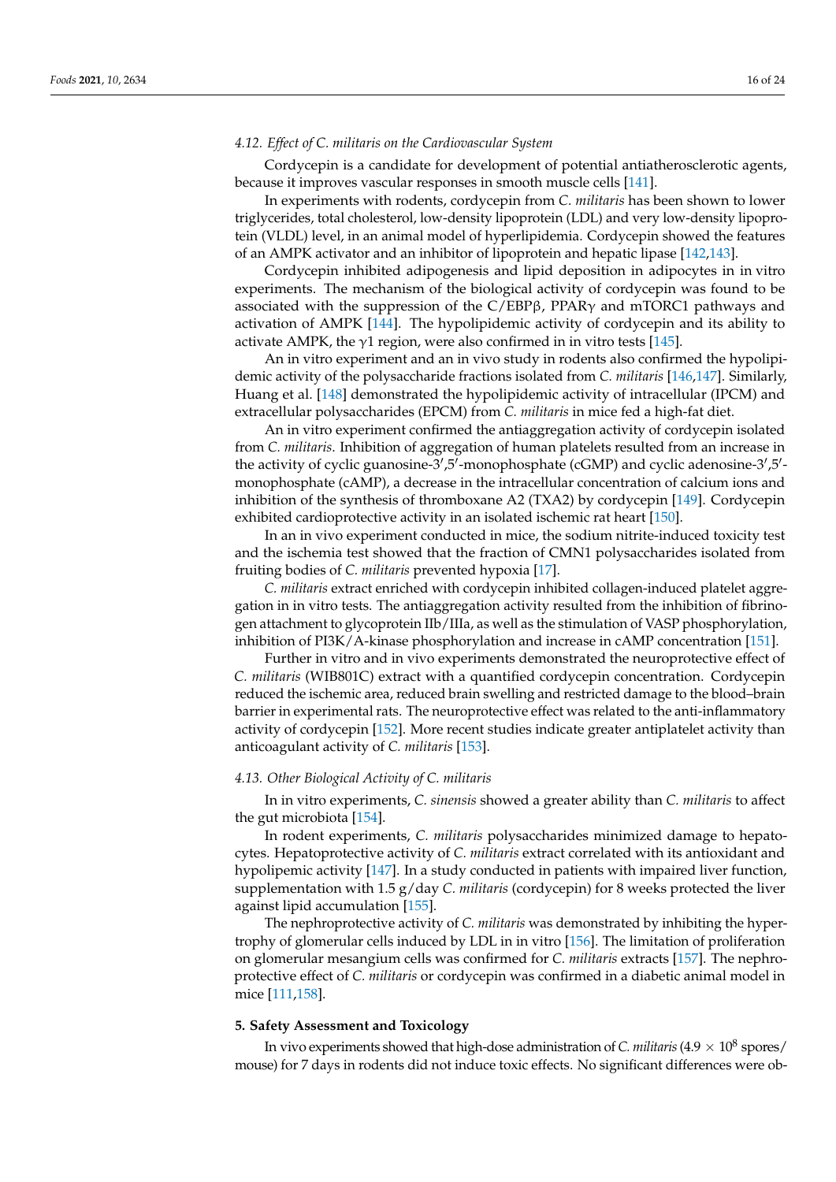### 4.12. Effect of *C. militaris* on the Cardiovascular System

Cordycepin is a candidate for development of potential antiatherosclerotic agents, because it improves vascular responses in smooth muscle cells [141].

In experiments with rodents, cordycepin from *C. militaris* has been shown to lower triglycerides, total cholesterol, low-density lipoprotein (LDL) and very low-density lipoprotein (VLDL) level, in an animal model of hyperlipidemia. Cordycepin showed the features of an AMPK activator and an inhibitor of lipoprotein and hepatic lipase [142,143].

Cordycepin inhibited adipogenesis and lipid deposition in adipocytes in in vitro experiments. The mechanism of the biological activity of cordycepin was found to be associated with the suppression of the C/EBPβ, PPARγ and mTORC1 pathways and activation of AMPK [144]. The hypolipidemic activity of cordycepin and its ability to activate AMPK, the γ1 region, were also confirmed in in vitro tests [145].

An in vitro experiment and an in vivo study in rodents also confirmed the hypolipidemic activity of the polysaccharide fractions isolated from *C. militaris* [146,147]. Similarly, Huang et al. [148] demonstrated the hypolipidemic activity of intracellular (IPCM) and extracellular polysaccharides (EPCM) from *C. militaris* in mice fed a high-fat diet.

An in vitro experiment confirmed the antiaggregation activity of cordycepin isolated from *C. militaris*. Inhibition of aggregation of human platelets resulted from an increase in the activity of cyclic guanosine-3′,5′-monophosphate (cGMP) and cyclic adenosine-3′,5′-monophosphate (cAMP), a decrease in the intracellular concentration of calcium ions and inhibition of the synthesis of thromboxane A2 (TXA2) by cordycepin [149]. Cordycepin exhibited cardioprotective activity in an isolated ischemic rat heart [150].

In an in vivo experiment conducted in mice, the sodium nitrite-induced toxicity test and the ischemia test showed that the fraction of CMN1 polysaccharides isolated from fruiting bodies of *C. militaris* prevented hypoxia [17].

*C. militaris* extract enriched with cordycepin inhibited collagen-induced platelet aggregation in in vitro tests. The antiaggregation activity resulted from the inhibition of fibrinogen attachment to glycoprotein IIb/IIIa, as well as the stimulation of VASP phosphorylation, inhibition of PI3K/A-kinase phosphorylation and increase in cAMP concentration [151].

Further in vitro and in vivo experiments demonstrated the neuroprotective effect of *C. militaris* (WIB801C) extract with a quantified cordycepin concentration. Cordycepin reduced the ischemic area, reduced brain swelling and restricted damage to the blood–brain barrier in experimental rats. The neuroprotective effect was related to the anti-inflammatory activity of cordycepin [152]. More recent studies indicate greater antiplatelet activity than anticoagulant activity of *C. militaris* [153].

### 4.13. Other Biological Activity of *C. militaris*

In in vitro experiments, *C. sinensis* showed a greater ability than *C. militaris* to affect the gut microbiota [154].

In rodent experiments, *C. militaris* polysaccharides minimized damage to hepatocytes. Hepatoprotective activity of *C. militaris* extract correlated with its antioxidant and hypolipemic activity [147]. In a study conducted in patients with impaired liver function, supplementation with 1.5 g/day *C. militaris* (cordycepin) for 8 weeks protected the liver against lipid accumulation [155].

The nephroprotective activity of *C. militaris* was demonstrated by inhibiting the hypertrophy of glomerular cells induced by LDL in in vitro [156]. The limitation of proliferation on glomerular mesangium cells was confirmed for *C. militaris* extracts [157]. The nephroprotective effect of *C. militaris* or cordycepin was confirmed in a diabetic animal model in mice [111,158].

## 5. Safety Assessment and Toxicology

In vivo experiments showed that high-dose administration of *C. militaris* ($4.9 \times 10^8$ spores/mouse) for 7 days in rodents did not induce toxic effects. No significant differences were ob-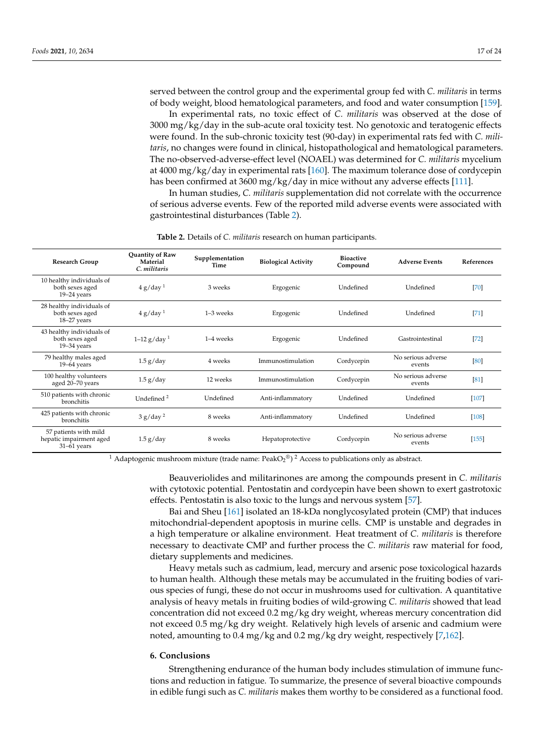served between the control group and the experimental group fed with *C. militaris* in terms of body weight, blood hematological parameters, and food and water consumption [159].

In experimental rats, no toxic effect of *C. militaris* was observed at the dose of 3000 mg/kg/day in the sub-acute oral toxicity test. No genotoxic and teratogenic effects were found. In the sub-chronic toxicity test (90-day) in experimental rats fed with *C. militaris*, no changes were found in clinical, histopathological and hematological parameters. The no-observed-adverse-effect level (NOAEL) was determined for *C. militaris* mycelium at 4000 mg/kg/day in experimental rats [160]. The maximum tolerance dose of cordycepin has been confirmed at 3600 mg/kg/day in mice without any adverse effects [111].

In human studies, *C. militaris* supplementation did not correlate with the occurrence of serious adverse events. Few of the reported mild adverse events were associated with gastrointestinal disturbances (Table 2).

**Table 2.** Details of *C. militaris* research on human participants.

| Research Group | Quantity of Raw Material *C. militaris* | Supplementation Time | Biological Activity | Bioactive Compound | Adverse Events | References |
|---|---|---|---|---|---|---|
| 10 healthy individuals of both sexes aged 19–24 years | 4 g/day [1] | 3 weeks | Ergogenic | Undefined | Undefined | [70] |
| 28 healthy individuals of both sexes aged 18–27 years | 4 g/day [1] | 1–3 weeks | Ergogenic | Undefined | Undefined | [71] |
| 43 healthy individuals of both sexes aged 19–34 years | 1–12 g/day [1] | 1–4 weeks | Ergogenic | Undefined | Gastrointestinal | [72] |
| 79 healthy males aged 19–64 years | 1.5 g/day | 4 weeks | Immunostimulation | Cordycepin | No serious adverse events | [80] |
| 100 healthy volunteers aged 20–70 years | 1.5 g/day | 12 weeks | Immunostimulation | Cordycepin | No serious adverse events | [81] |
| 510 patients with chronic bronchitis | Undefined [2] | Undefined | Anti-inflammatory | Undefined | Undefined | [107] |
| 425 patients with chronic bronchitis | 3 g/day [2] | 8 weeks | Anti-inflammatory | Undefined | Undefined | [108] |
| 57 patients with mild hepatic impairment aged 31–61 years | 1.5 g/day | 8 weeks | Hepatoprotective | Cordycepin | No serious adverse events | [155] |

[1] Adaptogenic mushroom mixture (trade name: PeakO$_2$®) [2] Access to publications only as abstract.

Beauveriolides and militarinones are among the compounds present in *C. militaris* with cytotoxic potential. Pentostatin and cordycepin have been shown to exert gastrotoxic effects. Pentostatin is also toxic to the lungs and nervous system [57].

Bai and Sheu [161] isolated an 18-kDa nonglycosylated protein (CMP) that induces mitochondrial-dependent apoptosis in murine cells. CMP is unstable and degrades in a high temperature or alkaline environment. Heat treatment of *C. militaris* is therefore necessary to deactivate CMP and further process the *C. militaris* raw material for food, dietary supplements and medicines.

Heavy metals such as cadmium, lead, mercury and arsenic pose toxicological hazards to human health. Although these metals may be accumulated in the fruiting bodies of various species of fungi, these do not occur in mushrooms used for cultivation. A quantitative analysis of heavy metals in fruiting bodies of wild-growing *C. militaris* showed that lead concentration did not exceed 0.2 mg/kg dry weight, whereas mercury concentration did not exceed 0.5 mg/kg dry weight. Relatively high levels of arsenic and cadmium were noted, amounting to 0.4 mg/kg and 0.2 mg/kg dry weight, respectively [7,162].

## 6. Conclusions

Strengthening endurance of the human body includes stimulation of immune functions and reduction in fatigue. To summarize, the presence of several bioactive compounds in edible fungi such as *C. militaris* makes them worthy to be considered as a functional food.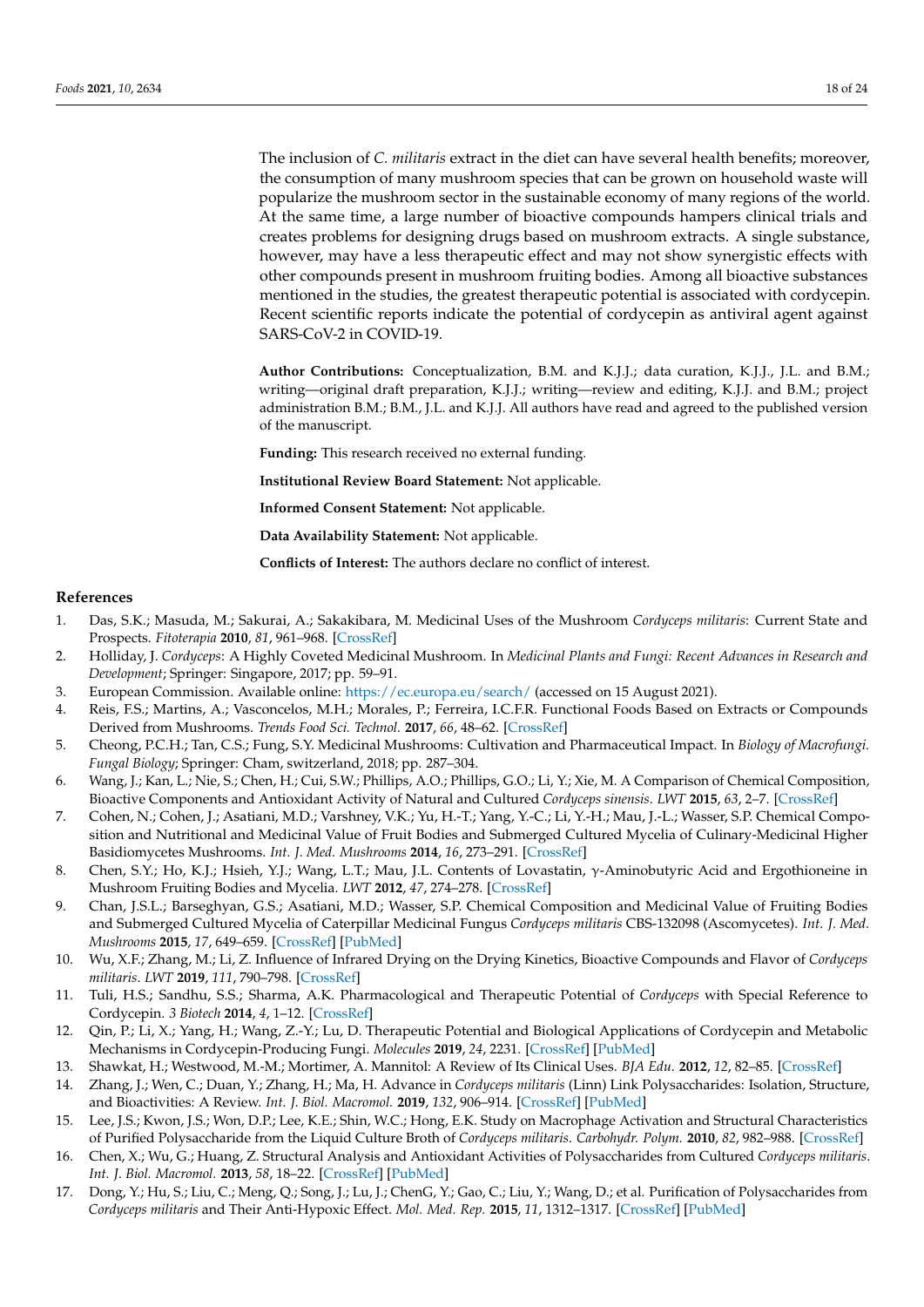The inclusion of *C. militaris* extract in the diet can have several health benefits; moreover, the consumption of many mushroom species that can be grown on household waste will popularize the mushroom sector in the sustainable economy of many regions of the world. At the same time, a large number of bioactive compounds hampers clinical trials and creates problems for designing drugs based on mushroom extracts. A single substance, however, may have a less therapeutic effect and may not show synergistic effects with other compounds present in mushroom fruiting bodies. Among all bioactive substances mentioned in the studies, the greatest therapeutic potential is associated with cordycepin. Recent scientific reports indicate the potential of cordycepin as antiviral agent against SARS-CoV-2 in COVID-19.

**Author Contributions:** Conceptualization, B.M. and K.J.J.; data curation, K.J.J., J.L. and B.M.; writing—original draft preparation, K.J.J.; writing—review and editing, K.J.J. and B.M.; project administration B.M.; B.M., J.L. and K.J.J. All authors have read and agreed to the published version of the manuscript.

**Funding:** This research received no external funding.

**Institutional Review Board Statement:** Not applicable.

**Informed Consent Statement:** Not applicable.

**Data Availability Statement:** Not applicable.

**Conflicts of Interest:** The authors declare no conflict of interest.

## References

1. Das, S.K.; Masuda, M.; Sakurai, A.; Sakakibara, M. Medicinal Uses of the Mushroom *Cordyceps militaris*: Current State and Prospects. *Fitoterapia* **2010**, *81*, 961–968. [CrossRef]
2. Holliday, J. *Cordyceps*: A Highly Coveted Medicinal Mushroom. In *Medicinal Plants and Fungi: Recent Advances in Research and Development*; Springer: Singapore, 2017; pp. 59–91.
3. European Commission. Available online: https://ec.europa.eu/search/ (accessed on 15 August 2021).
4. Reis, F.S.; Martins, A.; Vasconcelos, M.H.; Morales, P.; Ferreira, I.C.F.R. Functional Foods Based on Extracts or Compounds Derived from Mushrooms. *Trends Food Sci. Technol.* **2017**, *66*, 48–62. [CrossRef]
5. Cheong, P.C.H.; Tan, C.S.; Fung, S.Y. Medicinal Mushrooms: Cultivation and Pharmaceutical Impact. In *Biology of Macrofungi. Fungal Biology*; Springer: Cham, switzerland, 2018; pp. 287–304.
6. Wang, J.; Kan, L.; Nie, S.; Chen, H.; Cui, S.W.; Phillips, A.O.; Phillips, G.O.; Li, Y.; Xie, M. A Comparison of Chemical Composition, Bioactive Components and Antioxidant Activity of Natural and Cultured *Cordyceps sinensis*. *LWT* **2015**, *63*, 2–7. [CrossRef]
7. Cohen, N.; Cohen, J.; Asatiani, M.D.; Varshney, V.K.; Yu, H.-T.; Yang, Y.-C.; Li, Y.-H.; Mau, J.-L.; Wasser, S.P. Chemical Composition and Nutritional and Medicinal Value of Fruit Bodies and Submerged Cultured Mycelia of Culinary-Medicinal Higher Basidiomycetes Mushrooms. *Int. J. Med. Mushrooms* **2014**, *16*, 273–291. [CrossRef]
8. Chen, S.Y.; Ho, K.J.; Hsieh, Y.J.; Wang, L.T.; Mau, J.L. Contents of Lovastatin, γ-Aminobutyric Acid and Ergothioneine in Mushroom Fruiting Bodies and Mycelia. *LWT* **2012**, *47*, 274–278. [CrossRef]
9. Chan, J.S.L.; Barseghyan, G.S.; Asatiani, M.D.; Wasser, S.P. Chemical Composition and Medicinal Value of Fruiting Bodies and Submerged Cultured Mycelia of Caterpillar Medicinal Fungus *Cordyceps militaris* CBS-132098 (Ascomycetes). *Int. J. Med. Mushrooms* **2015**, *17*, 649–659. [CrossRef] [PubMed]
10. Wu, X.F.; Zhang, M.; Li, Z. Influence of Infrared Drying on the Drying Kinetics, Bioactive Compounds and Flavor of *Cordyceps militaris*. *LWT* **2019**, *111*, 790–798. [CrossRef]
11. Tuli, H.S.; Sandhu, S.S.; Sharma, A.K. Pharmacological and Therapeutic Potential of *Cordyceps* with Special Reference to Cordycepin. *3 Biotech* **2014**, *4*, 1–12. [CrossRef]
12. Qin, P.; Li, X.; Yang, H.; Wang, Z.-Y.; Lu, D. Therapeutic Potential and Biological Applications of Cordycepin and Metabolic Mechanisms in Cordycepin-Producing Fungi. *Molecules* **2019**, *24*, 2231. [CrossRef] [PubMed]
13. Shawkat, H.; Westwood, M.-M.; Mortimer, A. Mannitol: A Review of Its Clinical Uses. *BJA Edu.* **2012**, *12*, 82–85. [CrossRef]
14. Zhang, J.; Wen, C.; Duan, Y.; Zhang, H.; Ma, H. Advance in *Cordyceps militaris* (Linn) Link Polysaccharides: Isolation, Structure, and Bioactivities: A Review. *Int. J. Biol. Macromol.* **2019**, *132*, 906–914. [CrossRef] [PubMed]
15. Lee, J.S.; Kwon, J.S.; Won, D.P.; Lee, K.E.; Shin, W.C.; Hong, E.K. Study on Macrophage Activation and Structural Characteristics of Purified Polysaccharide from the Liquid Culture Broth of *Cordyceps militaris*. *Carbohydr. Polym.* **2010**, *82*, 982–988. [CrossRef]
16. Chen, X.; Wu, G.; Huang, Z. Structural Analysis and Antioxidant Activities of Polysaccharides from Cultured *Cordyceps militaris*. *Int. J. Biol. Macromol.* **2013**, *58*, 18–22. [CrossRef] [PubMed]
17. Dong, Y.; Hu, S.; Liu, C.; Meng, Q.; Song, J.; Lu, J.; ChenG, Y.; Gao, C.; Liu, Y.; Wang, D.; et al. Purification of Polysaccharides from *Cordyceps militaris* and Their Anti-Hypoxic Effect. *Mol. Med. Rep.* **2015**, *11*, 1312–1317. [CrossRef] [PubMed]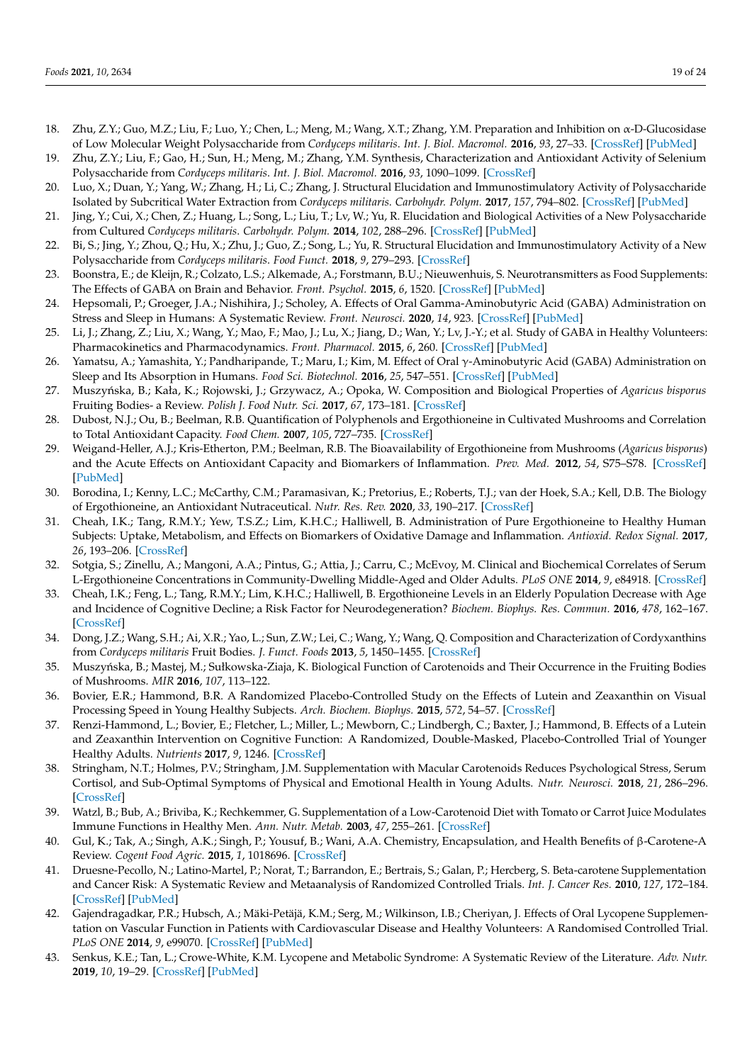18. Zhu, Z.Y.; Guo, M.Z.; Liu, F.; Luo, Y.; Chen, L.; Meng, M.; Wang, X.T.; Zhang, Y.M. Preparation and Inhibition on α-D-Glucosidase of Low Molecular Weight Polysaccharide from *Cordyceps militaris*. *Int. J. Biol. Macromol.* **2016**, *93*, 27–33. [CrossRef] [PubMed]
19. Zhu, Z.Y.; Liu, F.; Gao, H.; Sun, H.; Meng, M.; Zhang, Y.M. Synthesis, Characterization and Antioxidant Activity of Selenium Polysaccharide from *Cordyceps militaris*. *Int. J. Biol. Macromol.* **2016**, *93*, 1090–1099. [CrossRef]
20. Luo, X.; Duan, Y.; Yang, W.; Zhang, H.; Li, C.; Zhang, J. Structural Elucidation and Immunostimulatory Activity of Polysaccharide Isolated by Subcritical Water Extraction from *Cordyceps militaris*. *Carbohydr. Polym.* **2017**, *157*, 794–802. [CrossRef] [PubMed]
21. Jing, Y.; Cui, X.; Chen, Z.; Huang, L.; Song, L.; Liu, T.; Lv, W.; Yu, R. Elucidation and Biological Activities of a New Polysaccharide from Cultured *Cordyceps militaris*. *Carbohydr. Polym.* **2014**, *102*, 288–296. [CrossRef] [PubMed]
22. Bi, S.; Jing, Y.; Zhou, Q.; Hu, X.; Zhu, J.; Guo, Z.; Song, L.; Yu, R. Structural Elucidation and Immunostimulatory Activity of a New Polysaccharide from *Cordyceps militaris*. *Food Funct.* **2018**, *9*, 279–293. [CrossRef]
23. Boonstra, E.; de Kleijn, R.; Colzato, L.S.; Alkemade, A.; Forstmann, B.U.; Nieuwenhuis, S. Neurotransmitters as Food Supplements: The Effects of GABA on Brain and Behavior. *Front. Psychol.* **2015**, *6*, 1520. [CrossRef] [PubMed]
24. Hepsomali, P.; Groeger, J.A.; Nishihira, J.; Scholey, A. Effects of Oral Gamma-Aminobutyric Acid (GABA) Administration on Stress and Sleep in Humans: A Systematic Review. *Front. Neurosci.* **2020**, *14*, 923. [CrossRef] [PubMed]
25. Li, J.; Zhang, Z.; Liu, X.; Wang, Y.; Mao, F.; Mao, J.; Lu, X.; Jiang, D.; Wan, Y.; Lv, J.-Y.; et al. Study of GABA in Healthy Volunteers: Pharmacokinetics and Pharmacodynamics. *Front. Pharmacol.* **2015**, *6*, 260. [CrossRef] [PubMed]
26. Yamatsu, A.; Yamashita, Y.; Pandharipande, T.; Maru, I.; Kim, M. Effect of Oral γ-Aminobutyric Acid (GABA) Administration on Sleep and Its Absorption in Humans. *Food Sci. Biotechnol.* **2016**, *25*, 547–551. [CrossRef] [PubMed]
27. Muszyńska, B.; Kała, K.; Rojowski, J.; Grzywacz, A.; Opoka, W. Composition and Biological Properties of *Agaricus bisporus* Fruiting Bodies- a Review. *Polish J. Food Nutr. Sci.* **2017**, *67*, 173–181. [CrossRef]
28. Dubost, N.J.; Ou, B.; Beelman, R.B. Quantification of Polyphenols and Ergothioneine in Cultivated Mushrooms and Correlation to Total Antioxidant Capacity. *Food Chem.* **2007**, *105*, 727–735. [CrossRef]
29. Weigand-Heller, A.J.; Kris-Etherton, P.M.; Beelman, R.B. The Bioavailability of Ergothioneine from Mushrooms (*Agaricus bisporus*) and the Acute Effects on Antioxidant Capacity and Biomarkers of Inflammation. *Prev. Med.* **2012**, *54*, S75–S78. [CrossRef] [PubMed]
30. Borodina, I.; Kenny, L.C.; McCarthy, C.M.; Paramasivan, K.; Pretorius, E.; Roberts, T.J.; van der Hoek, S.A.; Kell, D.B. The Biology of Ergothioneine, an Antioxidant Nutraceutical. *Nutr. Res. Rev.* **2020**, *33*, 190–217. [CrossRef]
31. Cheah, I.K.; Tang, R.M.Y.; Yew, T.S.Z.; Lim, K.H.C.; Halliwell, B. Administration of Pure Ergothioneine to Healthy Human Subjects: Uptake, Metabolism, and Effects on Biomarkers of Oxidative Damage and Inflammation. *Antioxid. Redox Signal.* **2017**, *26*, 193–206. [CrossRef]
32. Sotgia, S.; Zinellu, A.; Mangoni, A.A.; Pintus, G.; Attia, J.; Carru, C.; McEvoy, M. Clinical and Biochemical Correlates of Serum L-Ergothioneine Concentrations in Community-Dwelling Middle-Aged and Older Adults. *PLoS ONE* **2014**, *9*, e84918. [CrossRef]
33. Cheah, I.K.; Feng, L.; Tang, R.M.Y.; Lim, K.H.C.; Halliwell, B. Ergothioneine Levels in an Elderly Population Decrease with Age and Incidence of Cognitive Decline; a Risk Factor for Neurodegeneration? *Biochem. Biophys. Res. Commun.* **2016**, *478*, 162–167. [CrossRef]
34. Dong, J.Z.; Wang, S.H.; Ai, X.R.; Yao, L.; Sun, Z.W.; Lei, C.; Wang, Y.; Wang, Q. Composition and Characterization of Cordyxanthins from *Cordyceps militaris* Fruit Bodies. *J. Funct. Foods* **2013**, *5*, 1450–1455. [CrossRef]
35. Muszyńska, B.; Mastej, M.; Sułkowska-Ziaja, K. Biological Function of Carotenoids and Their Occurrence in the Fruiting Bodies of Mushrooms. *MIR* **2016**, *107*, 113–122.
36. Bovier, E.R.; Hammond, B.R. A Randomized Placebo-Controlled Study on the Effects of Lutein and Zeaxanthin on Visual Processing Speed in Young Healthy Subjects. *Arch. Biochem. Biophys.* **2015**, *572*, 54–57. [CrossRef]
37. Renzi-Hammond, L.; Bovier, E.; Fletcher, L.; Miller, L.; Mewborn, C.; Lindbergh, C.; Baxter, J.; Hammond, B. Effects of a Lutein and Zeaxanthin Intervention on Cognitive Function: A Randomized, Double-Masked, Placebo-Controlled Trial of Younger Healthy Adults. *Nutrients* **2017**, *9*, 1246. [CrossRef]
38. Stringham, N.T.; Holmes, P.V.; Stringham, J.M. Supplementation with Macular Carotenoids Reduces Psychological Stress, Serum Cortisol, and Sub-Optimal Symptoms of Physical and Emotional Health in Young Adults. *Nutr. Neurosci.* **2018**, *21*, 286–296. [CrossRef]
39. Watzl, B.; Bub, A.; Briviba, K.; Rechkemmer, G. Supplementation of a Low-Carotenoid Diet with Tomato or Carrot Juice Modulates Immune Functions in Healthy Men. *Ann. Nutr. Metab.* **2003**, *47*, 255–261. [CrossRef]
40. Gul, K.; Tak, A.; Singh, A.K.; Singh, P.; Yousuf, B.; Wani, A.A. Chemistry, Encapsulation, and Health Benefits of β-Carotene-A Review. *Cogent Food Agric.* **2015**, *1*, 1018696. [CrossRef]
41. Druesne-Pecollo, N.; Latino-Martel, P.; Norat, T.; Barrandon, E.; Bertrais, S.; Galan, P.; Hercberg, S. Beta-carotene Supplementation and Cancer Risk: A Systematic Review and Metaanalysis of Randomized Controlled Trials. *Int. J. Cancer Res.* **2010**, *127*, 172–184. [CrossRef] [PubMed]
42. Gajendragadkar, P.R.; Hubsch, A.; Mäki-Petäjä, K.M.; Serg, M.; Wilkinson, I.B.; Cheriyan, J. Effects of Oral Lycopene Supplementation on Vascular Function in Patients with Cardiovascular Disease and Healthy Volunteers: A Randomised Controlled Trial. *PLoS ONE* **2014**, *9*, e99070. [CrossRef] [PubMed]
43. Senkus, K.E.; Tan, L.; Crowe-White, K.M. Lycopene and Metabolic Syndrome: A Systematic Review of the Literature. *Adv. Nutr.* **2019**, *10*, 19–29. [CrossRef] [PubMed]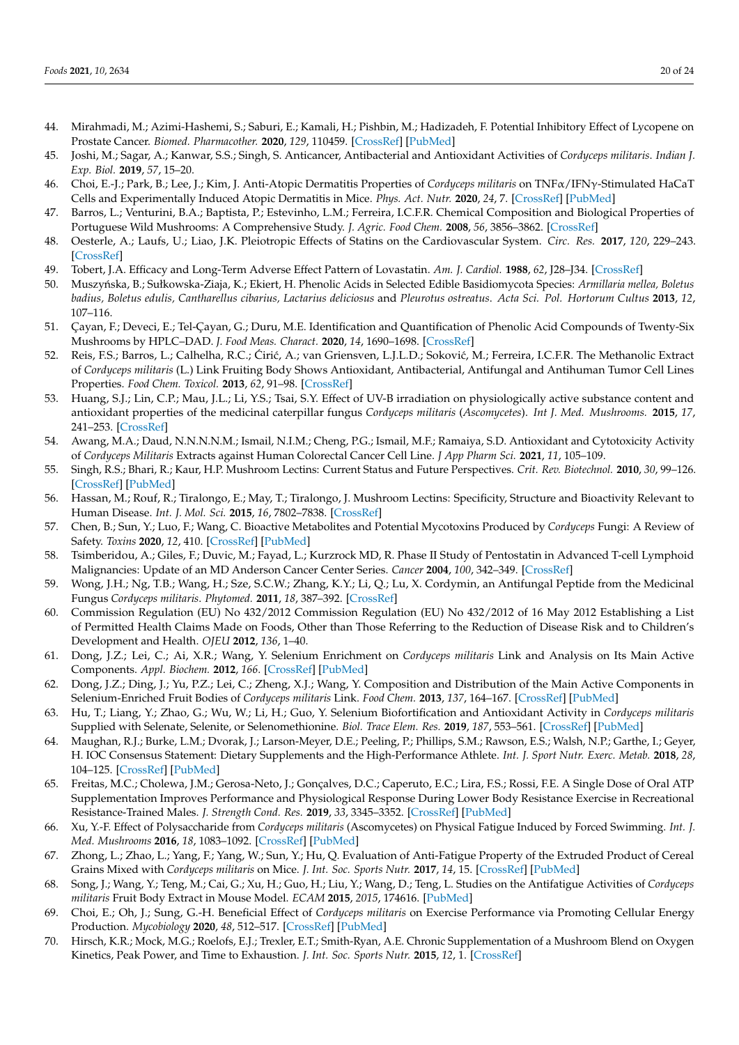44. Mirahmadi, M.; Azimi-Hashemi, S.; Saburi, E.; Kamali, H.; Pishbin, M.; Hadizadeh, F. Potential Inhibitory Effect of Lycopene on Prostate Cancer. *Biomed. Pharmacother.* **2020**, *129*, 110459. [CrossRef] [PubMed]
45. Joshi, M.; Sagar, A.; Kanwar, S.S.; Singh, S. Anticancer, Antibacterial and Antioxidant Activities of *Cordyceps militaris*. *Indian J. Exp. Biol.* **2019**, *57*, 15–20.
46. Choi, E.-J.; Park, B.; Lee, J.; Kim, J. Anti-Atopic Dermatitis Properties of *Cordyceps militaris* on TNFα/IFNγ-Stimulated HaCaT Cells and Experimentally Induced Atopic Dermatitis in Mice. *Phys. Act. Nutr.* **2020**, *24*, 7. [CrossRef] [PubMed]
47. Barros, L.; Venturini, B.A.; Baptista, P.; Estevinho, L.M.; Ferreira, I.C.F.R. Chemical Composition and Biological Properties of Portuguese Wild Mushrooms: A Comprehensive Study. *J. Agric. Food Chem.* **2008**, *56*, 3856–3862. [CrossRef]
48. Oesterle, A.; Laufs, U.; Liao, J.K. Pleiotropic Effects of Statins on the Cardiovascular System. *Circ. Res.* **2017**, *120*, 229–243. [CrossRef]
49. Tobert, J.A. Efficacy and Long-Term Adverse Effect Pattern of Lovastatin. *Am. J. Cardiol.* **1988**, *62*, J28–J34. [CrossRef]
50. Muszyńska, B.; Sułkowska-Ziaja, K.; Ekiert, H. Phenolic Acids in Selected Edible Basidiomycota Species: *Armillaria mellea, Boletus badius, Boletus edulis, Cantharellus cibarius, Lactarius deliciosus* and *Pleurotus ostreatus*. *Acta Sci. Pol. Hortorum Cultus* **2013**, *12*, 107–116.
51. Çayan, F.; Deveci, E.; Tel-Çayan, G.; Duru, M.E. Identification and Quantification of Phenolic Acid Compounds of Twenty-Six Mushrooms by HPLC–DAD. *J. Food Meas. Charact.* **2020**, *14*, 1690–1698. [CrossRef]
52. Reis, F.S.; Barros, L.; Calhelha, R.C.; Ćirić, A.; van Griensven, L.J.L.D.; Soković, M.; Ferreira, I.C.F.R. The Methanolic Extract of *Cordyceps militaris* (L.) Link Fruiting Body Shows Antioxidant, Antibacterial, Antifungal and Antihuman Tumor Cell Lines Properties. *Food Chem. Toxicol.* **2013**, *62*, 91–98. [CrossRef]
53. Huang, S.J.; Lin, C.P.; Mau, J.L.; Li, Y.S.; Tsai, S.Y. Effect of UV-B irradiation on physiologically active substance content and antioxidant properties of the medicinal caterpillar fungus *Cordyceps militaris* (*Ascomycetes*). *Int J. Med. Mushrooms.* **2015**, *17*, 241–253. [CrossRef]
54. Awang, M.A.; Daud, N.N.N.N.M.; Ismail, N.I.M.; Cheng, P.G.; Ismail, M.F.; Ramaiya, S.D. Antioxidant and Cytotoxicity Activity of *Cordyceps Militaris* Extracts against Human Colorectal Cancer Cell Line. *J App Pharm Sci.* **2021**, *11*, 105–109.
55. Singh, R.S.; Bhari, R.; Kaur, H.P. Mushroom Lectins: Current Status and Future Perspectives. *Crit. Rev. Biotechnol.* **2010**, *30*, 99–126. [CrossRef] [PubMed]
56. Hassan, M.; Rouf, R.; Tiralongo, E.; May, T.; Tiralongo, J. Mushroom Lectins: Specificity, Structure and Bioactivity Relevant to Human Disease. *Int. J. Mol. Sci.* **2015**, *16*, 7802–7838. [CrossRef]
57. Chen, B.; Sun, Y.; Luo, F.; Wang, C. Bioactive Metabolites and Potential Mycotoxins Produced by *Cordyceps* Fungi: A Review of Safety. *Toxins* **2020**, *12*, 410. [CrossRef] [PubMed]
58. Tsimberidou, A.; Giles, F.; Duvic, M.; Fayad, L.; Kurzrock MD, R. Phase II Study of Pentostatin in Advanced T-cell Lymphoid Malignancies: Update of an MD Anderson Cancer Center Series. *Cancer* **2004**, *100*, 342–349. [CrossRef]
59. Wong, J.H.; Ng, T.B.; Wang, H.; Sze, S.C.W.; Zhang, K.Y.; Li, Q.; Lu, X. Cordymin, an Antifungal Peptide from the Medicinal Fungus *Cordyceps militaris*. *Phytomed.* **2011**, *18*, 387–392. [CrossRef]
60. Commission Regulation (EU) No 432/2012 Commission Regulation (EU) No 432/2012 of 16 May 2012 Establishing a List of Permitted Health Claims Made on Foods, Other than Those Referring to the Reduction of Disease Risk and to Children's Development and Health. *OJEU* **2012**, *136*, 1–40.
61. Dong, J.Z.; Lei, C.; Ai, X.R.; Wang, Y. Selenium Enrichment on *Cordyceps militaris* Link and Analysis on Its Main Active Components. *Appl. Biochem.* **2012**, *166*. [CrossRef] [PubMed]
62. Dong, J.Z.; Ding, J.; Yu, P.Z.; Lei, C.; Zheng, X.J.; Wang, Y. Composition and Distribution of the Main Active Components in Selenium-Enriched Fruit Bodies of *Cordyceps militaris* Link. *Food Chem.* **2013**, *137*, 164–167. [CrossRef] [PubMed]
63. Hu, T.; Liang, Y.; Zhao, G.; Wu, W.; Li, H.; Guo, Y. Selenium Biofortification and Antioxidant Activity in *Cordyceps militaris* Supplied with Selenate, Selenite, or Selenomethionine. *Biol. Trace Elem. Res.* **2019**, *187*, 553–561. [CrossRef] [PubMed]
64. Maughan, R.J.; Burke, L.M.; Dvorak, J.; Larson-Meyer, D.E.; Peeling, P.; Phillips, S.M.; Rawson, E.S.; Walsh, N.P.; Garthe, I.; Geyer, H. IOC Consensus Statement: Dietary Supplements and the High-Performance Athlete. *Int. J. Sport Nutr. Exerc. Metab.* **2018**, *28*, 104–125. [CrossRef] [PubMed]
65. Freitas, M.C.; Cholewa, J.M.; Gerosa-Neto, J.; Gonçalves, D.C.; Caperuto, E.C.; Lira, F.S.; Rossi, F.E. A Single Dose of Oral ATP Supplementation Improves Performance and Physiological Response During Lower Body Resistance Exercise in Recreational Resistance-Trained Males. *J. Strength Cond. Res.* **2019**, *33*, 3345–3352. [CrossRef] [PubMed]
66. Xu, Y.-F. Effect of Polysaccharide from *Cordyceps militaris* (Ascomycetes) on Physical Fatigue Induced by Forced Swimming. *Int. J. Med. Mushrooms* **2016**, *18*, 1083–1092. [CrossRef] [PubMed]
67. Zhong, L.; Zhao, L.; Yang, F.; Yang, W.; Sun, Y.; Hu, Q. Evaluation of Anti-Fatigue Property of the Extruded Product of Cereal Grains Mixed with *Cordyceps militaris* on Mice. *J. Int. Soc. Sports Nutr.* **2017**, *14*, 15. [CrossRef] [PubMed]
68. Song, J.; Wang, Y.; Teng, M.; Cai, G.; Xu, H.; Guo, H.; Liu, Y.; Wang, D.; Teng, L. Studies on the Antifatigue Activities of *Cordyceps militaris* Fruit Body Extract in Mouse Model. *ECAM* **2015**, *2015*, 174616. [PubMed]
69. Choi, E.; Oh, J.; Sung, G.-H. Beneficial Effect of *Cordyceps militaris* on Exercise Performance via Promoting Cellular Energy Production. *Mycobiology* **2020**, *48*, 512–517. [CrossRef] [PubMed]
70. Hirsch, K.R.; Mock, M.G.; Roelofs, E.J.; Trexler, E.T.; Smith-Ryan, A.E. Chronic Supplementation of a Mushroom Blend on Oxygen Kinetics, Peak Power, and Time to Exhaustion. *J. Int. Soc. Sports Nutr.* **2015**, *12*, 1. [CrossRef]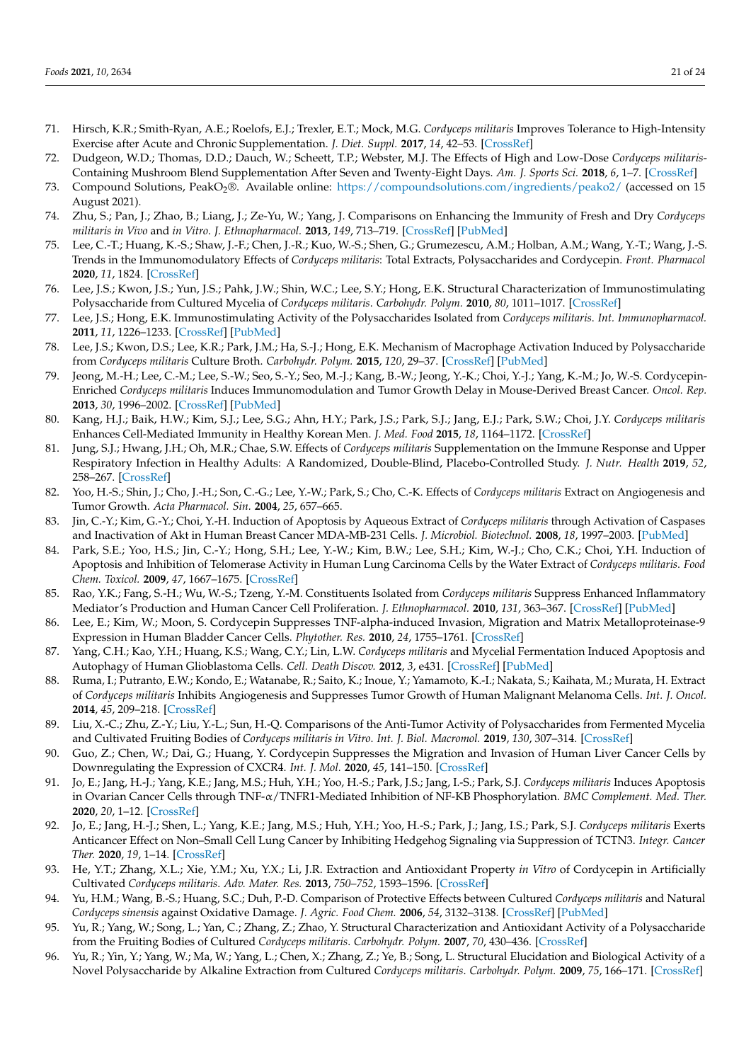71. Hirsch, K.R.; Smith-Ryan, A.E.; Roelofs, E.J.; Trexler, E.T.; Mock, M.G. *Cordyceps militaris* Improves Tolerance to High-Intensity Exercise after Acute and Chronic Supplementation. *J. Diet. Suppl.* **2017**, *14*, 42–53. [CrossRef]
72. Dudgeon, W.D.; Thomas, D.D.; Dauch, W.; Scheett, T.P.; Webster, M.J. The Effects of High and Low-Dose *Cordyceps militaris*-Containing Mushroom Blend Supplementation After Seven and Twenty-Eight Days. *Am. J. Sports Sci.* **2018**, *6*, 1–7. [CrossRef]
73. Compound Solutions, PeakO$_2$®. Available online: https://compoundsolutions.com/ingredients/peako2/ (accessed on 15 August 2021).
74. Zhu, S.; Pan, J.; Zhao, B.; Liang, J.; Ze-Yu, W.; Yang, J. Comparisons on Enhancing the Immunity of Fresh and Dry *Cordyceps militaris in Vivo* and *in Vitro*. *J. Ethnopharmacol.* **2013**, *149*, 713–719. [CrossRef] [PubMed]
75. Lee, C.-T.; Huang, K.-S.; Shaw, J.-F.; Chen, J.-R.; Kuo, W.-S.; Shen, G.; Grumezescu, A.M.; Holban, A.M.; Wang, Y.-T.; Wang, J.-S. Trends in the Immunomodulatory Effects of *Cordyceps militaris*: Total Extracts, Polysaccharides and Cordycepin. *Front. Pharmacol* **2020**, *11*, 1824. [CrossRef]
76. Lee, J.S.; Kwon, J.S.; Yun, J.S.; Pahk, J.W.; Shin, W.C.; Lee, S.Y.; Hong, E.K. Structural Characterization of Immunostimulating Polysaccharide from Cultured Mycelia of *Cordyceps militaris*. *Carbohydr. Polym.* **2010**, *80*, 1011–1017. [CrossRef]
77. Lee, J.S.; Hong, E.K. Immunostimulating Activity of the Polysaccharides Isolated from *Cordyceps militaris*. *Int. Immunopharmacol.* **2011**, *11*, 1226–1233. [CrossRef] [PubMed]
78. Lee, J.S.; Kwon, D.S.; Lee, K.R.; Park, J.M.; Ha, S.-J.; Hong, E.K. Mechanism of Macrophage Activation Induced by Polysaccharide from *Cordyceps militaris* Culture Broth. *Carbohydr. Polym.* **2015**, *120*, 29–37. [CrossRef] [PubMed]
79. Jeong, M.-H.; Lee, C.-M.; Lee, S.-W.; Seo, S.-Y.; Seo, M.-J.; Kang, B.-W.; Jeong, Y.-K.; Choi, Y.-J.; Yang, K.-M.; Jo, W.-S. Cordycepin-Enriched *Cordyceps militaris* Induces Immunomodulation and Tumor Growth Delay in Mouse-Derived Breast Cancer. *Oncol. Rep.* **2013**, *30*, 1996–2002. [CrossRef] [PubMed]
80. Kang, H.J.; Baik, H.W.; Kim, S.J.; Lee, S.G.; Ahn, H.Y.; Park, J.S.; Park, S.J.; Jang, E.J.; Park, S.W.; Choi, J.Y. *Cordyceps militaris* Enhances Cell-Mediated Immunity in Healthy Korean Men. *J. Med. Food* **2015**, *18*, 1164–1172. [CrossRef]
81. Jung, S.J.; Hwang, J.H.; Oh, M.R.; Chae, S.W. Effects of *Cordyceps militaris* Supplementation on the Immune Response and Upper Respiratory Infection in Healthy Adults: A Randomized, Double-Blind, Placebo-Controlled Study. *J. Nutr. Health* **2019**, *52*, 258–267. [CrossRef]
82. Yoo, H.-S.; Shin, J.; Cho, J.-H.; Son, C.-G.; Lee, Y.-W.; Park, S.; Cho, C.-K. Effects of *Cordyceps militaris* Extract on Angiogenesis and Tumor Growth. *Acta Pharmacol. Sin.* **2004**, *25*, 657–665.
83. Jin, C.-Y.; Kim, G.-Y.; Choi, Y.-H. Induction of Apoptosis by Aqueous Extract of *Cordyceps militaris* through Activation of Caspases and Inactivation of Akt in Human Breast Cancer MDA-MB-231 Cells. *J. Microbiol. Biotechnol.* **2008**, *18*, 1997–2003. [PubMed]
84. Park, S.E.; Yoo, H.S.; Jin, C.-Y.; Hong, S.H.; Lee, Y.-W.; Kim, B.W.; Lee, S.H.; Kim, W.-J.; Cho, C.K.; Choi, Y.H. Induction of Apoptosis and Inhibition of Telomerase Activity in Human Lung Carcinoma Cells by the Water Extract of *Cordyceps militaris*. *Food Chem. Toxicol.* **2009**, *47*, 1667–1675. [CrossRef]
85. Rao, Y.K.; Fang, S.-H.; Wu, W.-S.; Tzeng, Y.-M. Constituents Isolated from *Cordyceps militaris* Suppress Enhanced Inflammatory Mediator's Production and Human Cancer Cell Proliferation. *J. Ethnopharmacol.* **2010**, *131*, 363–367. [CrossRef] [PubMed]
86. Lee, E.; Kim, W.; Moon, S. Cordycepin Suppresses TNF-alpha-induced Invasion, Migration and Matrix Metalloproteinase-9 Expression in Human Bladder Cancer Cells. *Phytother. Res.* **2010**, *24*, 1755–1761. [CrossRef]
87. Yang, C.H.; Kao, Y.H.; Huang, K.S.; Wang, C.Y.; Lin, L.W. *Cordyceps militaris* and Mycelial Fermentation Induced Apoptosis and Autophagy of Human Glioblastoma Cells. *Cell. Death Discov.* **2012**, *3*, e431. [CrossRef] [PubMed]
88. Ruma, I.; Putranto, E.W.; Kondo, E.; Watanabe, R.; Saito, K.; Inoue, Y.; Yamamoto, K.-I.; Nakata, S.; Kaihata, M.; Murata, H. Extract of *Cordyceps militaris* Inhibits Angiogenesis and Suppresses Tumor Growth of Human Malignant Melanoma Cells. *Int. J. Oncol.* **2014**, *45*, 209–218. [CrossRef]
89. Liu, X.-C.; Zhu, Z.-Y.; Liu, Y.-L.; Sun, H.-Q. Comparisons of the Anti-Tumor Activity of Polysaccharides from Fermented Mycelia and Cultivated Fruiting Bodies of *Cordyceps militaris in Vitro*. *Int. J. Biol. Macromol.* **2019**, *130*, 307–314. [CrossRef]
90. Guo, Z.; Chen, W.; Dai, G.; Huang, Y. Cordycepin Suppresses the Migration and Invasion of Human Liver Cancer Cells by Downregulating the Expression of CXCR4. *Int. J. Mol.* **2020**, *45*, 141–150. [CrossRef]
91. Jo, E.; Jang, H.-J.; Yang, K.E.; Jang, M.S.; Huh, Y.H.; Yoo, H.-S.; Park, J.S.; Jang, I.-S.; Park, S.J. *Cordyceps militaris* Induces Apoptosis in Ovarian Cancer Cells through TNF-α/TNFR1-Mediated Inhibition of NF-KB Phosphorylation. *BMC Complement. Med. Ther.* **2020**, *20*, 1–12. [CrossRef]
92. Jo, E.; Jang, H.-J.; Shen, L.; Yang, K.E.; Jang, M.S.; Huh, Y.H.; Yoo, H.-S.; Park, J.; Jang, I.S.; Park, S.J. *Cordyceps militaris* Exerts Anticancer Effect on Non–Small Cell Lung Cancer by Inhibiting Hedgehog Signaling via Suppression of TCTN3. *Integr. Cancer Ther.* **2020**, *19*, 1–14. [CrossRef]
93. He, Y.T.; Zhang, X.L.; Xie, Y.M.; Xu, Y.X.; Li, J.R. Extraction and Antioxidant Property *in Vitro* of Cordycepin in Artificially Cultivated *Cordyceps militaris*. *Adv. Mater. Res.* **2013**, *750–752*, 1593–1596. [CrossRef]
94. Yu, H.M.; Wang, B.-S.; Huang, S.C.; Duh, P.-D. Comparison of Protective Effects between Cultured *Cordyceps militaris* and Natural *Cordyceps sinensis* against Oxidative Damage. *J. Agric. Food Chem.* **2006**, *54*, 3132–3138. [CrossRef] [PubMed]
95. Yu, R.; Yang, W.; Song, L.; Yan, C.; Zhang, Z.; Zhao, Y. Structural Characterization and Antioxidant Activity of a Polysaccharide from the Fruiting Bodies of Cultured *Cordyceps militaris*. *Carbohydr. Polym.* **2007**, *70*, 430–436. [CrossRef]
96. Yu, R.; Yin, Y.; Yang, W.; Ma, W.; Yang, L.; Chen, X.; Zhang, Z.; Ye, B.; Song, L. Structural Elucidation and Biological Activity of a Novel Polysaccharide by Alkaline Extraction from Cultured *Cordyceps militaris*. *Carbohydr. Polym.* **2009**, *75*, 166–171. [CrossRef]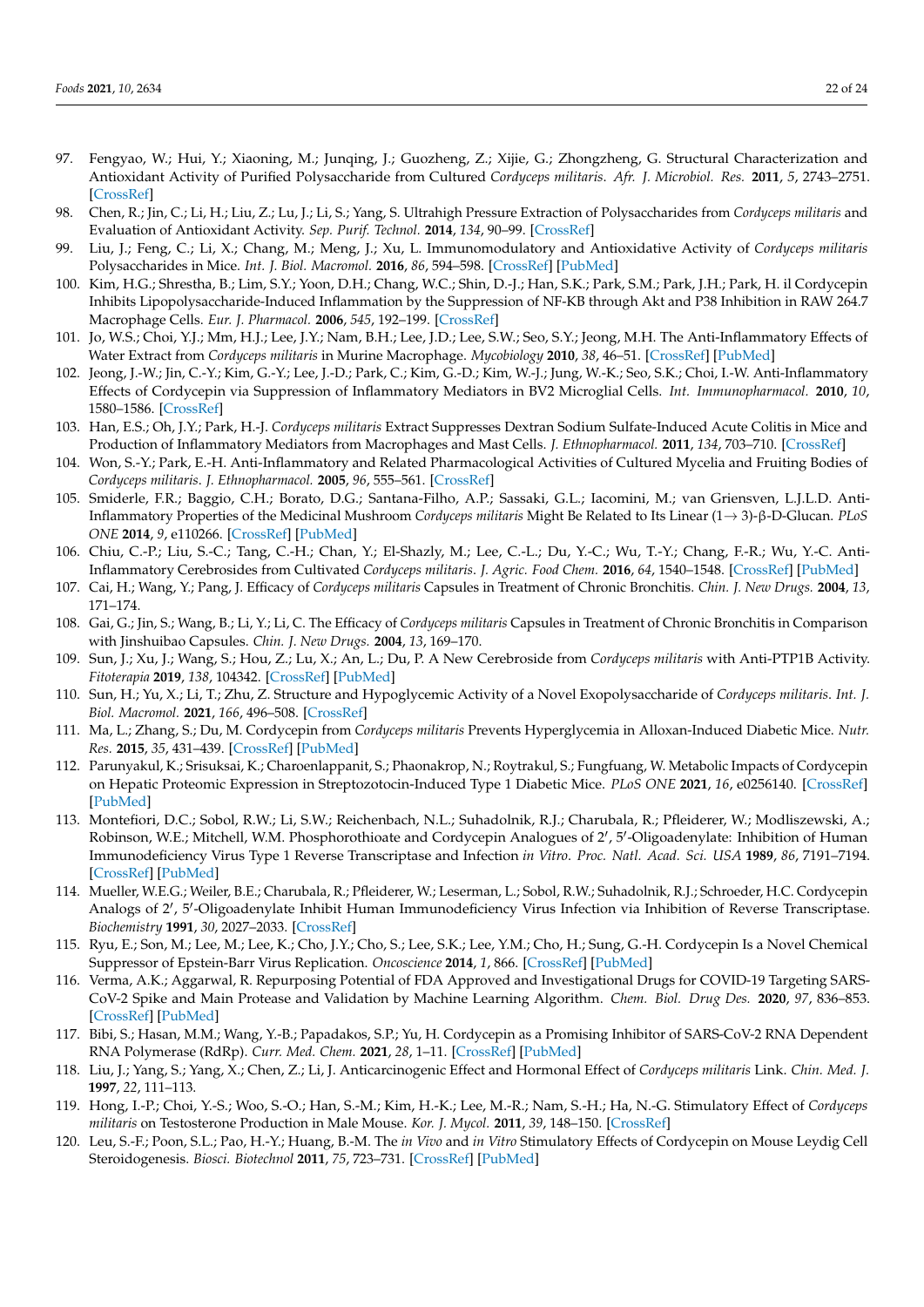97. Fengyao, W.; Hui, Y.; Xiaoning, M.; Junqing, J.; Guozheng, Z.; Xijie, G.; Zhongzheng, G. Structural Characterization and Antioxidant Activity of Purified Polysaccharide from Cultured *Cordyceps militaris*. *Afr. J. Microbiol. Res.* **2011**, *5*, 2743–2751. [CrossRef]
98. Chen, R.; Jin, C.; Li, H.; Liu, Z.; Lu, J.; Li, S.; Yang, S. Ultrahigh Pressure Extraction of Polysaccharides from *Cordyceps militaris* and Evaluation of Antioxidant Activity. *Sep. Purif. Technol.* **2014**, *134*, 90–99. [CrossRef]
99. Liu, J.; Feng, C.; Li, X.; Chang, M.; Meng, J.; Xu, L. Immunomodulatory and Antioxidative Activity of *Cordyceps militaris* Polysaccharides in Mice. *Int. J. Biol. Macromol.* **2016**, *86*, 594–598. [CrossRef] [PubMed]
100. Kim, H.G.; Shrestha, B.; Lim, S.Y.; Yoon, D.H.; Chang, W.C.; Shin, D.-J.; Han, S.K.; Park, S.M.; Park, J.H.; Park, H. il Cordycepin Inhibits Lipopolysaccharide-Induced Inflammation by the Suppression of NF-KB through Akt and P38 Inhibition in RAW 264.7 Macrophage Cells. *Eur. J. Pharmacol.* **2006**, *545*, 192–199. [CrossRef]
101. Jo, W.S.; Choi, Y.J.; Mm, H.J.; Lee, J.Y.; Nam, B.H.; Lee, J.D.; Lee, S.W.; Seo, S.Y.; Jeong, M.H. The Anti-Inflammatory Effects of Water Extract from *Cordyceps militaris* in Murine Macrophage. *Mycobiology* **2010**, *38*, 46–51. [CrossRef] [PubMed]
102. Jeong, J.-W.; Jin, C.-Y.; Kim, G.-Y.; Lee, J.-D.; Park, C.; Kim, G.-D.; Kim, W.-J.; Jung, W.-K.; Seo, S.K.; Choi, I.-W. Anti-Inflammatory Effects of Cordycepin via Suppression of Inflammatory Mediators in BV2 Microglial Cells. *Int. Immunopharmacol.* **2010**, *10*, 1580–1586. [CrossRef]
103. Han, E.S.; Oh, J.Y.; Park, H.-J. *Cordyceps militaris* Extract Suppresses Dextran Sodium Sulfate-Induced Acute Colitis in Mice and Production of Inflammatory Mediators from Macrophages and Mast Cells. *J. Ethnopharmacol.* **2011**, *134*, 703–710. [CrossRef]
104. Won, S.-Y.; Park, E.-H. Anti-Inflammatory and Related Pharmacological Activities of Cultured Mycelia and Fruiting Bodies of *Cordyceps militaris*. *J. Ethnopharmacol.* **2005**, *96*, 555–561. [CrossRef]
105. Smiderle, F.R.; Baggio, C.H.; Borato, D.G.; Santana-Filho, A.P.; Sassaki, G.L.; Iacomini, M.; van Griensven, L.J.L.D. Anti-Inflammatory Properties of the Medicinal Mushroom *Cordyceps militaris* Might Be Related to Its Linear (1→ 3)-β-D-Glucan. *PLoS ONE* **2014**, *9*, e110266. [CrossRef] [PubMed]
106. Chiu, C.-P.; Liu, S.-C.; Tang, C.-H.; Chan, Y.; El-Shazly, M.; Lee, C.-L.; Du, Y.-C.; Wu, T.-Y.; Chang, F.-R.; Wu, Y.-C. Anti-Inflammatory Cerebrosides from Cultivated *Cordyceps militaris*. *J. Agric. Food Chem.* **2016**, *64*, 1540–1548. [CrossRef] [PubMed]
107. Cai, H.; Wang, Y.; Pang, J. Efficacy of *Cordyceps militaris* Capsules in Treatment of Chronic Bronchitis. *Chin. J. New Drugs.* **2004**, *13*, 171–174.
108. Gai, G.; Jin, S.; Wang, B.; Li, Y.; Li, C. The Efficacy of *Cordyceps militaris* Capsules in Treatment of Chronic Bronchitis in Comparison with Jinshuibao Capsules. *Chin. J. New Drugs.* **2004**, *13*, 169–170.
109. Sun, J.; Xu, J.; Wang, S.; Hou, Z.; Lu, X.; An, L.; Du, P. A New Cerebroside from *Cordyceps militaris* with Anti-PTP1B Activity. *Fitoterapia* **2019**, *138*, 104342. [CrossRef] [PubMed]
110. Sun, H.; Yu, X.; Li, T.; Zhu, Z. Structure and Hypoglycemic Activity of a Novel Exopolysaccharide of *Cordyceps militaris*. *Int. J. Biol. Macromol.* **2021**, *166*, 496–508. [CrossRef]
111. Ma, L.; Zhang, S.; Du, M. Cordycepin from *Cordyceps militaris* Prevents Hyperglycemia in Alloxan-Induced Diabetic Mice. *Nutr. Res.* **2015**, *35*, 431–439. [CrossRef] [PubMed]
112. Parunyakul, K.; Srisuksai, K.; Charoenlappanit, S.; Phaonakrop, N.; Roytrakul, S.; Fungfuang, W. Metabolic Impacts of Cordycepin on Hepatic Proteomic Expression in Streptozotocin-Induced Type 1 Diabetic Mice. *PLoS ONE* **2021**, *16*, e0256140. [CrossRef] [PubMed]
113. Montefiori, D.C.; Sobol, R.W.; Li, S.W.; Reichenbach, N.L.; Suhadolnik, R.J.; Charubala, R.; Pfleiderer, W.; Modliszewski, A.; Robinson, W.E.; Mitchell, W.M. Phosphorothioate and Cordycepin Analogues of 2′, 5′-Oligoadenylate: Inhibition of Human Immunodeficiency Virus Type 1 Reverse Transcriptase and Infection *in Vitro*. *Proc. Natl. Acad. Sci. USA* **1989**, *86*, 7191–7194. [CrossRef] [PubMed]
114. Mueller, W.E.G.; Weiler, B.E.; Charubala, R.; Pfleiderer, W.; Leserman, L.; Sobol, R.W.; Suhadolnik, R.J.; Schroeder, H.C. Cordycepin Analogs of 2′, 5′-Oligoadenylate Inhibit Human Immunodeficiency Virus Infection via Inhibition of Reverse Transcriptase. *Biochemistry* **1991**, *30*, 2027–2033. [CrossRef]
115. Ryu, E.; Son, M.; Lee, M.; Lee, K.; Cho, J.Y.; Cho, S.; Lee, S.K.; Lee, Y.M.; Cho, H.; Sung, G.-H. Cordycepin Is a Novel Chemical Suppressor of Epstein-Barr Virus Replication. *Oncoscience* **2014**, *1*, 866. [CrossRef] [PubMed]
116. Verma, A.K.; Aggarwal, R. Repurposing Potential of FDA Approved and Investigational Drugs for COVID-19 Targeting SARS-CoV-2 Spike and Main Protease and Validation by Machine Learning Algorithm. *Chem. Biol. Drug Des.* **2020**, *97*, 836–853. [CrossRef] [PubMed]
117. Bibi, S.; Hasan, M.M.; Wang, Y.-B.; Papadakos, S.P.; Yu, H. Cordycepin as a Promising Inhibitor of SARS-CoV-2 RNA Dependent RNA Polymerase (RdRp). *Curr. Med. Chem.* **2021**, *28*, 1–11. [CrossRef] [PubMed]
118. Liu, J.; Yang, S.; Yang, X.; Chen, Z.; Li, J. Anticarcinogenic Effect and Hormonal Effect of *Cordyceps militaris* Link. *Chin. Med. J.* **1997**, *22*, 111–113.
119. Hong, I.-P.; Choi, Y.-S.; Woo, S.-O.; Han, S.-M.; Kim, H.-K.; Lee, M.-R.; Nam, S.-H.; Ha, N.-G. Stimulatory Effect of *Cordyceps militaris* on Testosterone Production in Male Mouse. *Kor. J. Mycol.* **2011**, *39*, 148–150. [CrossRef]
120. Leu, S.-F.; Poon, S.L.; Pao, H.-Y.; Huang, B.-M. The *in Vivo* and *in Vitro* Stimulatory Effects of Cordycepin on Mouse Leydig Cell Steroidogenesis. *Biosci. Biotechnol* **2011**, *75*, 723–731. [CrossRef] [PubMed]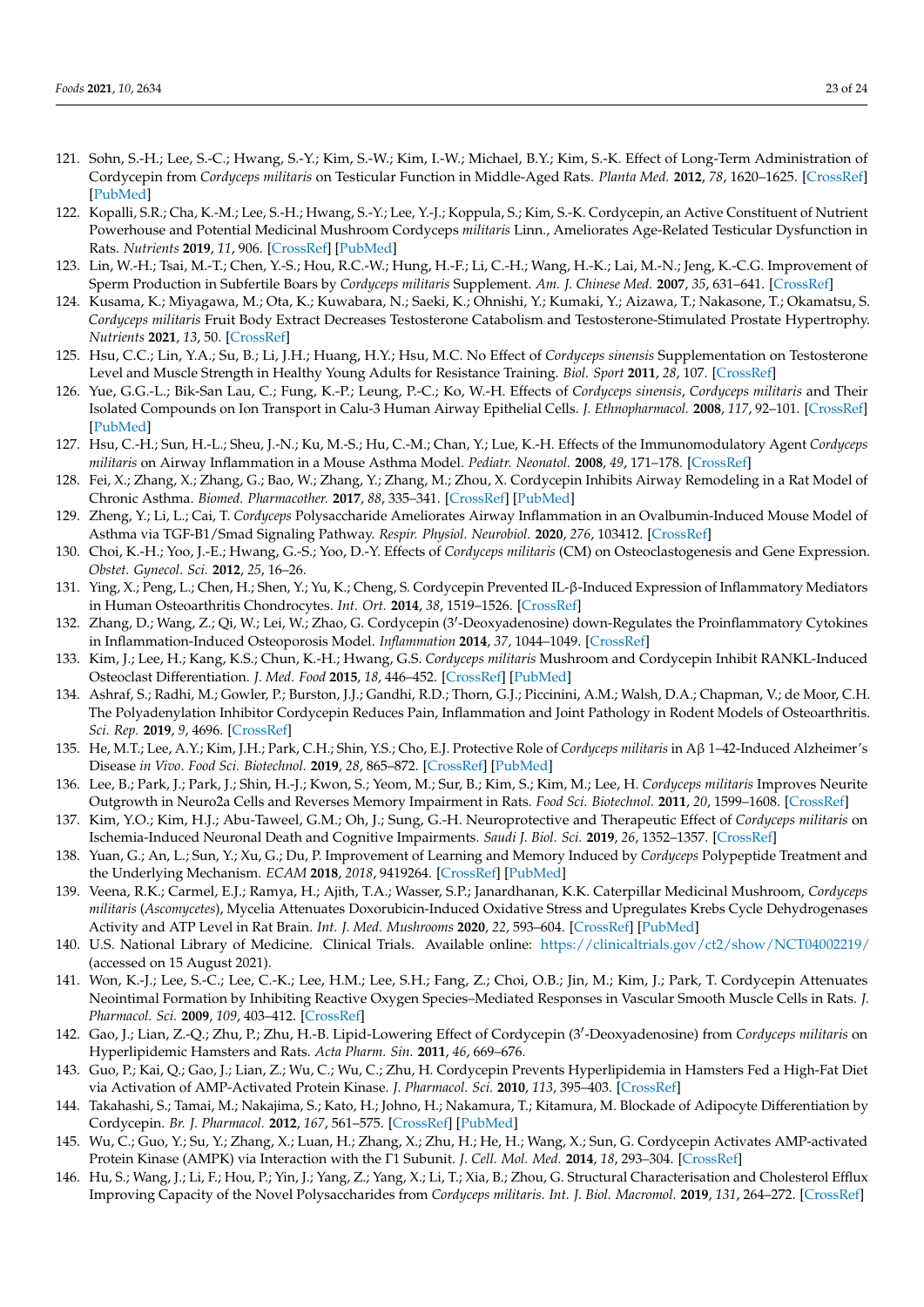121. Sohn, S.-H.; Lee, S.-C.; Hwang, S.-Y.; Kim, S.-W.; Kim, I.-W.; Michael, B.Y.; Kim, S.-K. Effect of Long-Term Administration of Cordycepin from *Cordyceps militaris* on Testicular Function in Middle-Aged Rats. *Planta Med.* **2012**, *78*, 1620–1625. [CrossRef] [PubMed]
122. Kopalli, S.R.; Cha, K.-M.; Lee, S.-H.; Hwang, S.-Y.; Lee, Y.-J.; Koppula, S.; Kim, S.-K. Cordycepin, an Active Constituent of Nutrient Powerhouse and Potential Medicinal Mushroom Cordyceps *militaris* Linn., Ameliorates Age-Related Testicular Dysfunction in Rats. *Nutrients* **2019**, *11*, 906. [CrossRef] [PubMed]
123. Lin, W.-H.; Tsai, M.-T.; Chen, Y.-S.; Hou, R.C.-W.; Hung, H.-F.; Li, C.-H.; Wang, H.-K.; Lai, M.-N.; Jeng, K.-C.G. Improvement of Sperm Production in Subfertile Boars by *Cordyceps militaris* Supplement. *Am. J. Chinese Med.* **2007**, *35*, 631–641. [CrossRef]
124. Kusama, K.; Miyagawa, M.; Ota, K.; Kuwabara, N.; Saeki, K.; Ohnishi, Y.; Kumaki, Y.; Aizawa, T.; Nakasone, T.; Okamatsu, S. *Cordyceps militaris* Fruit Body Extract Decreases Testosterone Catabolism and Testosterone-Stimulated Prostate Hypertrophy. *Nutrients* **2021**, *13*, 50. [CrossRef]
125. Hsu, C.C.; Lin, Y.A.; Su, B.; Li, J.H.; Huang, H.Y.; Hsu, M.C. No Effect of *Cordyceps sinensis* Supplementation on Testosterone Level and Muscle Strength in Healthy Young Adults for Resistance Training. *Biol. Sport* **2011**, *28*, 107. [CrossRef]
126. Yue, G.G.-L.; Bik-San Lau, C.; Fung, K.-P.; Leung, P.-C.; Ko, W.-H. Effects of *Cordyceps sinensis*, *Cordyceps militaris* and Their Isolated Compounds on Ion Transport in Calu-3 Human Airway Epithelial Cells. *J. Ethnopharmacol.* **2008**, *117*, 92–101. [CrossRef] [PubMed]
127. Hsu, C.-H.; Sun, H.-L.; Sheu, J.-N.; Ku, M.-S.; Hu, C.-M.; Chan, Y.; Lue, K.-H. Effects of the Immunomodulatory Agent *Cordyceps militaris* on Airway Inflammation in a Mouse Asthma Model. *Pediatr. Neonatol.* **2008**, *49*, 171–178. [CrossRef]
128. Fei, X.; Zhang, X.; Zhang, G.; Bao, W.; Zhang, Y.; Zhang, M.; Zhou, X. Cordycepin Inhibits Airway Remodeling in a Rat Model of Chronic Asthma. *Biomed. Pharmacother.* **2017**, *88*, 335–341. [CrossRef] [PubMed]
129. Zheng, Y.; Li, L.; Cai, T. *Cordyceps* Polysaccharide Ameliorates Airway Inflammation in an Ovalbumin-Induced Mouse Model of Asthma via TGF-B1/Smad Signaling Pathway. *Respir. Physiol. Neurobiol.* **2020**, *276*, 103412. [CrossRef]
130. Choi, K.-H.; Yoo, J.-E.; Hwang, G.-S.; Yoo, D.-Y. Effects of *Cordyceps militaris* (CM) on Osteoclastogenesis and Gene Expression. *Obstet. Gynecol. Sci.* **2012**, *25*, 16–26.
131. Ying, X.; Peng, L.; Chen, H.; Shen, Y.; Yu, K.; Cheng, S. Cordycepin Prevented IL-β-Induced Expression of Inflammatory Mediators in Human Osteoarthritis Chondrocytes. *Int. Ort.* **2014**, *38*, 1519–1526. [CrossRef]
132. Zhang, D.; Wang, Z.; Qi, W.; Lei, W.; Zhao, G. Cordycepin (3′-Deoxyadenosine) down-Regulates the Proinflammatory Cytokines in Inflammation-Induced Osteoporosis Model. *Inflammation* **2014**, *37*, 1044–1049. [CrossRef]
133. Kim, J.; Lee, H.; Kang, K.S.; Chun, K.-H.; Hwang, G.S. *Cordyceps militaris* Mushroom and Cordycepin Inhibit RANKL-Induced Osteoclast Differentiation. *J. Med. Food* **2015**, *18*, 446–452. [CrossRef] [PubMed]
134. Ashraf, S.; Radhi, M.; Gowler, P.; Burston, J.J.; Gandhi, R.D.; Thorn, G.J.; Piccinini, A.M.; Walsh, D.A.; Chapman, V.; de Moor, C.H. The Polyadenylation Inhibitor Cordycepin Reduces Pain, Inflammation and Joint Pathology in Rodent Models of Osteoarthritis. *Sci. Rep.* **2019**, *9*, 4696. [CrossRef]
135. He, M.T.; Lee, A.Y.; Kim, J.H.; Park, C.H.; Shin, Y.S.; Cho, E.J. Protective Role of *Cordyceps militaris* in Aβ 1–42-Induced Alzheimer's Disease *in Vivo*. *Food Sci. Biotechnol.* **2019**, *28*, 865–872. [CrossRef] [PubMed]
136. Lee, B.; Park, J.; Park, J.; Shin, H.-J.; Kwon, S.; Yeom, M.; Sur, B.; Kim, S.; Kim, M.; Lee, H. *Cordyceps militaris* Improves Neurite Outgrowth in Neuro2a Cells and Reverses Memory Impairment in Rats. *Food Sci. Biotechnol.* **2011**, *20*, 1599–1608. [CrossRef]
137. Kim, Y.O.; Kim, H.J.; Abu-Taweel, G.M.; Oh, J.; Sung, G.-H. Neuroprotective and Therapeutic Effect of *Cordyceps militaris* on Ischemia-Induced Neuronal Death and Cognitive Impairments. *Saudi J. Biol. Sci.* **2019**, *26*, 1352–1357. [CrossRef]
138. Yuan, G.; An, L.; Sun, Y.; Xu, G.; Du, P. Improvement of Learning and Memory Induced by *Cordyceps* Polypeptide Treatment and the Underlying Mechanism. *ECAM* **2018**, *2018*, 9419264. [CrossRef] [PubMed]
139. Veena, R.K.; Carmel, E.J.; Ramya, H.; Ajith, T.A.; Wasser, S.P.; Janardhanan, K.K. Caterpillar Medicinal Mushroom, *Cordyceps militaris* (*Ascomycetes*), Mycelia Attenuates Doxorubicin-Induced Oxidative Stress and Upregulates Krebs Cycle Dehydrogenases Activity and ATP Level in Rat Brain. *Int. J. Med. Mushrooms* **2020**, *22*, 593–604. [CrossRef] [PubMed]
140. U.S. National Library of Medicine. Clinical Trials. Available online: https://clinicaltrials.gov/ct2/show/NCT04002219/ (accessed on 15 August 2021).
141. Won, K.-J.; Lee, S.-C.; Lee, C.-K.; Lee, H.M.; Lee, S.H.; Fang, Z.; Choi, O.B.; Jin, M.; Kim, J.; Park, T. Cordycepin Attenuates Neointimal Formation by Inhibiting Reactive Oxygen Species–Mediated Responses in Vascular Smooth Muscle Cells in Rats. *J. Pharmacol. Sci.* **2009**, *109*, 403–412. [CrossRef]
142. Gao, J.; Lian, Z.-Q.; Zhu, P.; Zhu, H.-B. Lipid-Lowering Effect of Cordycepin (3′-Deoxyadenosine) from *Cordyceps militaris* on Hyperlipidemic Hamsters and Rats. *Acta Pharm. Sin.* **2011**, *46*, 669–676.
143. Guo, P.; Kai, Q.; Gao, J.; Lian, Z.; Wu, C.; Wu, C.; Zhu, H. Cordycepin Prevents Hyperlipidemia in Hamsters Fed a High-Fat Diet via Activation of AMP-Activated Protein Kinase. *J. Pharmacol. Sci.* **2010**, *113*, 395–403. [CrossRef]
144. Takahashi, S.; Tamai, M.; Nakajima, S.; Kato, H.; Johno, H.; Nakamura, T.; Kitamura, M. Blockade of Adipocyte Differentiation by Cordycepin. *Br. J. Pharmacol.* **2012**, *167*, 561–575. [CrossRef] [PubMed]
145. Wu, C.; Guo, Y.; Su, Y.; Zhang, X.; Luan, H.; Zhang, X.; Zhu, H.; He, H.; Wang, X.; Sun, G. Cordycepin Activates AMP-activated Protein Kinase (AMPK) via Interaction with the Γ1 Subunit. *J. Cell. Mol. Med.* **2014**, *18*, 293–304. [CrossRef]
146. Hu, S.; Wang, J.; Li, F.; Hou, P.; Yin, J.; Yang, Z.; Yang, X.; Li, T.; Xia, B.; Zhou, G. Structural Characterisation and Cholesterol Efflux Improving Capacity of the Novel Polysaccharides from *Cordyceps militaris*. *Int. J. Biol. Macromol.* **2019**, *131*, 264–272. [CrossRef]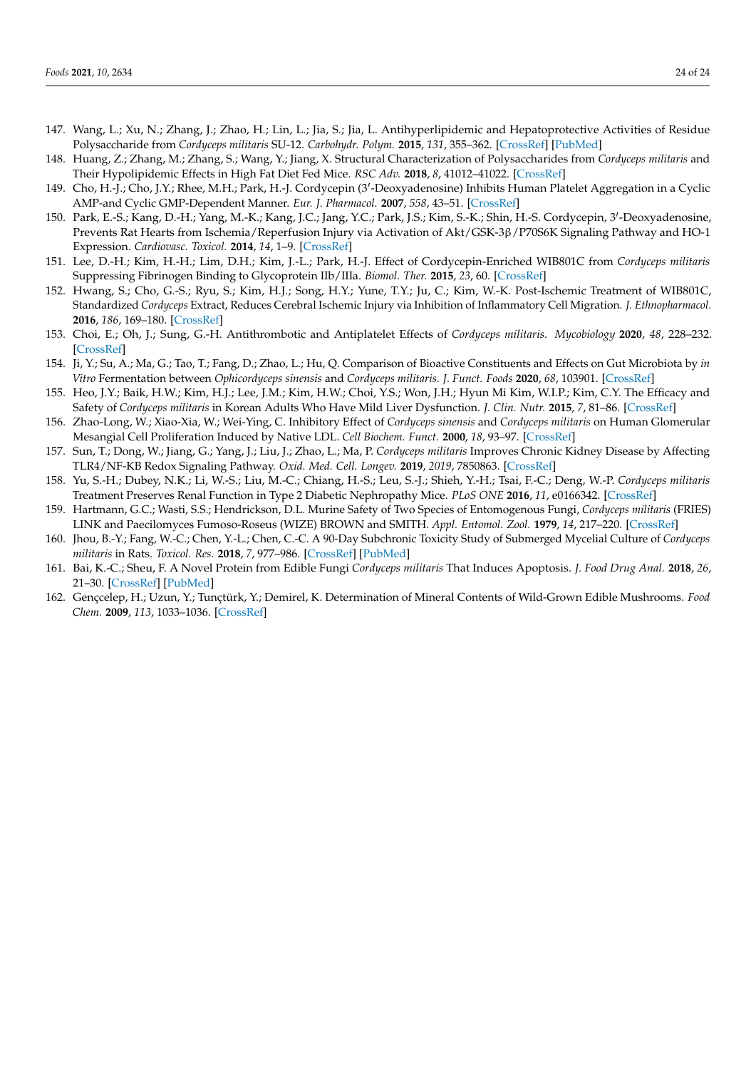147. Wang, L.; Xu, N.; Zhang, J.; Zhao, H.; Lin, L.; Jia, S.; Jia, L. Antihyperlipidemic and Hepatoprotective Activities of Residue Polysaccharide from *Cordyceps militaris* SU-12. *Carbohydr. Polym.* **2015**, *131*, 355–362. [CrossRef] [PubMed]
148. Huang, Z.; Zhang, M.; Zhang, S.; Wang, Y.; Jiang, X. Structural Characterization of Polysaccharides from *Cordyceps militaris* and Their Hypolipidemic Effects in High Fat Diet Fed Mice. *RSC Adv.* **2018**, *8*, 41012–41022. [CrossRef]
149. Cho, H.-J.; Cho, J.Y.; Rhee, M.H.; Park, H.-J. Cordycepin (3′-Deoxyadenosine) Inhibits Human Platelet Aggregation in a Cyclic AMP-and Cyclic GMP-Dependent Manner. *Eur. J. Pharmacol.* **2007**, *558*, 43–51. [CrossRef]
150. Park, E.-S.; Kang, D.-H.; Yang, M.-K.; Kang, J.C.; Jang, Y.C.; Park, J.S.; Kim, S.-K.; Shin, H.-S. Cordycepin, 3′-Deoxyadenosine, Prevents Rat Hearts from Ischemia/Reperfusion Injury via Activation of Akt/GSK-3β/P70S6K Signaling Pathway and HO-1 Expression. *Cardiovasc. Toxicol.* **2014**, *14*, 1–9. [CrossRef]
151. Lee, D.-H.; Kim, H.-H.; Lim, D.H.; Kim, J.-L.; Park, H.-J. Effect of Cordycepin-Enriched WIB801C from *Cordyceps militaris* Suppressing Fibrinogen Binding to Glycoprotein IIb/IIIa. *Biomol. Ther.* **2015**, *23*, 60. [CrossRef]
152. Hwang, S.; Cho, G.-S.; Ryu, S.; Kim, H.J.; Song, H.Y.; Yune, T.Y.; Ju, C.; Kim, W.-K. Post-Ischemic Treatment of WIB801C, Standardized *Cordyceps* Extract, Reduces Cerebral Ischemic Injury via Inhibition of Inflammatory Cell Migration. *J. Ethnopharmacol.* **2016**, *186*, 169–180. [CrossRef]
153. Choi, E.; Oh, J.; Sung, G.-H. Antithrombotic and Antiplatelet Effects of *Cordyceps militaris*. *Mycobiology* **2020**, *48*, 228–232. [CrossRef]
154. Ji, Y.; Su, A.; Ma, G.; Tao, T.; Fang, D.; Zhao, L.; Hu, Q. Comparison of Bioactive Constituents and Effects on Gut Microbiota by *in Vitro* Fermentation between *Ophicordyceps sinensis* and *Cordyceps militaris*. *J. Funct. Foods* **2020**, *68*, 103901. [CrossRef]
155. Heo, J.Y.; Baik, H.W.; Kim, H.J.; Lee, J.M.; Kim, H.W.; Choi, Y.S.; Won, J.H.; Hyun Mi Kim, W.I.P.; Kim, C.Y. The Efficacy and Safety of *Cordyceps militaris* in Korean Adults Who Have Mild Liver Dysfunction. *J. Clin. Nutr.* **2015**, *7*, 81–86. [CrossRef]
156. Zhao-Long, W.; Xiao-Xia, W.; Wei-Ying, C. Inhibitory Effect of *Cordyceps sinensis* and *Cordyceps militaris* on Human Glomerular Mesangial Cell Proliferation Induced by Native LDL. *Cell Biochem. Funct.* **2000**, *18*, 93–97. [CrossRef]
157. Sun, T.; Dong, W.; Jiang, G.; Yang, J.; Liu, J.; Zhao, L.; Ma, P. *Cordyceps militaris* Improves Chronic Kidney Disease by Affecting TLR4/NF-KB Redox Signaling Pathway. *Oxid. Med. Cell. Longev.* **2019**, *2019*, 7850863. [CrossRef]
158. Yu, S.-H.; Dubey, N.K.; Li, W.-S.; Liu, M.-C.; Chiang, H.-S.; Leu, S.-J.; Shieh, Y.-H.; Tsai, F.-C.; Deng, W.-P. *Cordyceps militaris* Treatment Preserves Renal Function in Type 2 Diabetic Nephropathy Mice. *PLoS ONE* **2016**, *11*, e0166342. [CrossRef]
159. Hartmann, G.C.; Wasti, S.S.; Hendrickson, D.L. Murine Safety of Two Species of Entomogenous Fungi, *Cordyceps militaris* (FRIES) LINK and Paecilomyces Fumoso-Roseus (WIZE) BROWN and SMITH. *Appl. Entomol. Zool.* **1979**, *14*, 217–220. [CrossRef]
160. Jhou, B.-Y.; Fang, W.-C.; Chen, Y.-L.; Chen, C.-C. A 90-Day Subchronic Toxicity Study of Submerged Mycelial Culture of *Cordyceps militaris* in Rats. *Toxicol. Res.* **2018**, *7*, 977–986. [CrossRef] [PubMed]
161. Bai, K.-C.; Sheu, F. A Novel Protein from Edible Fungi *Cordyceps militaris* That Induces Apoptosis. *J. Food Drug Anal.* **2018**, *26*, 21–30. [CrossRef] [PubMed]
162. Gençcelep, H.; Uzun, Y.; Tunçtürk, Y.; Demirel, K. Determination of Mineral Contents of Wild-Grown Edible Mushrooms. *Food Chem.* **2009**, *113*, 1033–1036. [CrossRef]